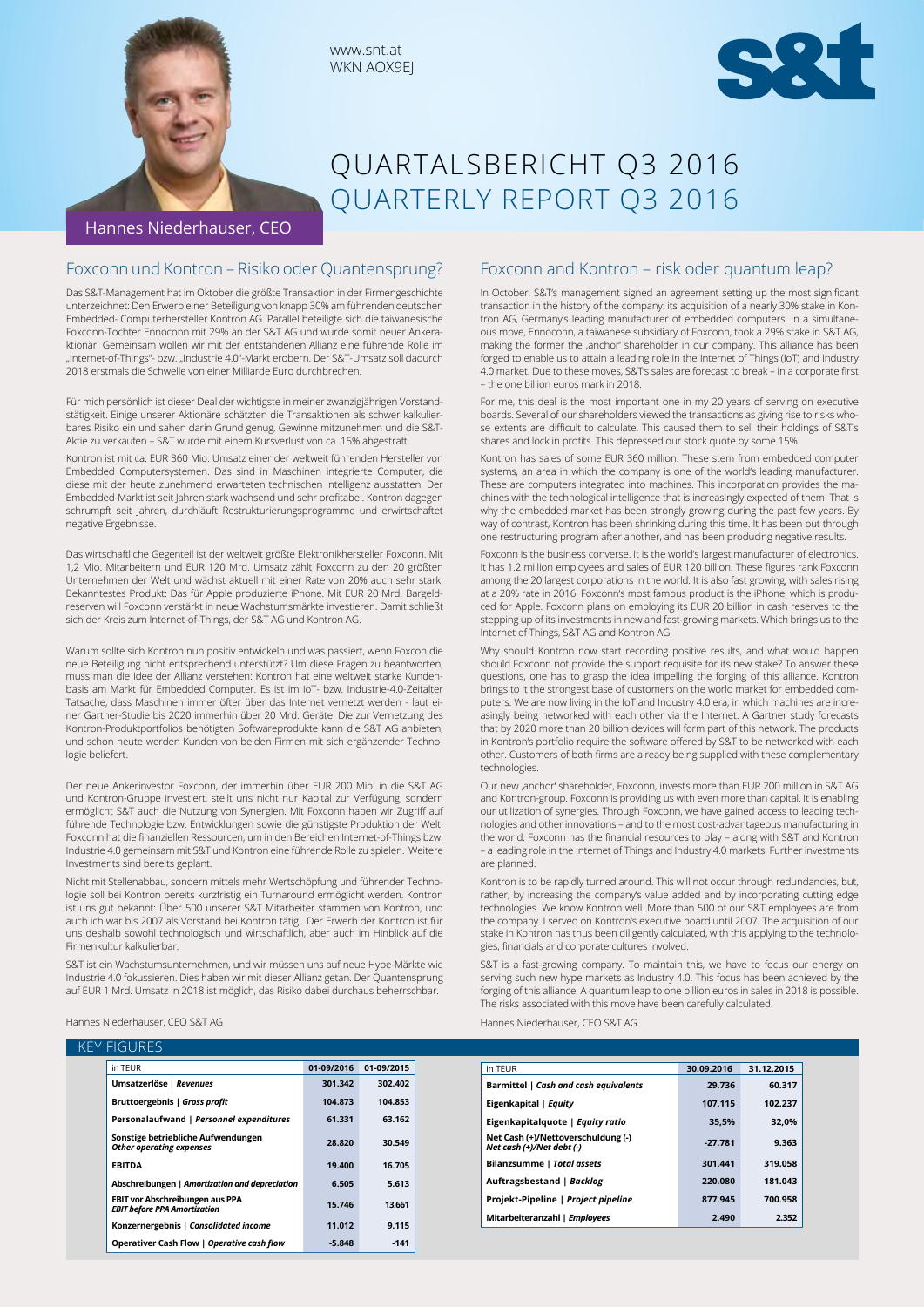www.snt.at
WKN AOX9EJ

# QUARTALSBERICHT Q3 2016
# QUARTERLY REPORT Q3 2016

Hannes Niederhauser, CEO

## Foxconn und Kontron – Risiko oder Quantensprung?

Das S&T-Management hat im Oktober die größte Transaktion in der Firmengeschichte unterzeichnet: Den Erwerb einer Beteiligung von knapp 30% am führenden deutschen Embedded- Computerhersteller Kontron AG. Parallel beteiligte sich die taiwanesische Foxconn-Tochter Ennoconn mit 29% an der S&T AG und wurde somit neuer Ankeraktionär. Gemeinsam wollen wir mit der entstandenen Allianz eine führende Rolle im „Internet-of-Things"- bzw. „Industrie 4.0"-Markt erobern. Der S&T-Umsatz soll dadurch 2018 erstmals die Schwelle von einer Milliarde Euro durchbrechen.

Für mich persönlich ist dieser Deal der wichtigste in meiner zwanzigjährigen Vorstandstätigkeit. Einige unserer Aktionäre schätzten die Transaktionen als schwer kalkulierbares Risiko ein und sahen darin Grund genug, Gewinne mitzunehmen und die S&T-Aktie zu verkaufen – S&T wurde mit einem Kursverlust von ca. 15% abgestraft.

Kontron ist mit ca. EUR 360 Mio. Umsatz einer der weltweit führenden Hersteller von Embedded Computersystemen. Das sind in Maschinen integrierte Computer, die diese mit der heute zunehmend erwarteten technischen Intelligenz ausstatten. Der Embedded-Markt ist seit Jahren stark wachsend und sehr profitabel. Kontron dagegen schrumpft seit Jahren, durchläuft Restrukturierungsprogramme und erwirtschaftet negative Ergebnisse.

Das wirtschaftliche Gegenteil ist der weltweit größte Elektronikhersteller Foxconn. Mit 1,2 Mio. Mitarbeitern und EUR 120 Mrd. Umsatz zählt Foxconn zu den 20 größten Unternehmen der Welt und wächst aktuell mit einer Rate von 20% auch sehr stark. Bekanntestes Produkt: Das für Apple produzierte iPhone. Mit EUR 20 Mrd. Bargeldreserven will Foxconn verstärkt in neue Wachstumsmärkte investieren. Damit schließt sich der Kreis zum Internet-of-Things, der S&T AG und Kontron AG.

Warum sollte sich Kontron nun positiv entwickeln und was passiert, wenn Foxcon die neue Beteiligung nicht entsprechend unterstützt? Um diese Fragen zu beantworten, muss man die Idee der Allianz verstehen: Kontron hat eine weltweit starke Kundenbasis am Markt für Embedded Computer. Es ist im IoT- bzw. Industrie-4.0-Zeitalter Tatsache, dass Maschinen immer öfter über das Internet vernetzt werden - laut einer Gartner-Studie bis 2020 immerhin über 20 Mrd. Geräte. Die zur Vernetzung des Kontron-Produktportfolios benötigten Softwareprodukte kann die S&T AG anbieten, und schon heute werden Kunden von beiden Firmen mit sich ergänzender Technologie beliefert.

Der neue Ankerinvestor Foxconn, der immerhin über EUR 200 Mio. in die S&T AG und Kontron-Gruppe investiert, stellt uns nicht nur Kapital zur Verfügung, sondern ermöglicht S&T auch die Nutzung von Synergien. Mit Foxconn haben wir Zugriff auf führende Technologie bzw. Entwicklungen sowie die günstigste Produktion der Welt. Foxconn hat die finanziellen Ressourcen, um in den Bereichen Internet-of-Things bzw. Industrie 4.0 gemeinsam mit S&T und Kontron eine führende Rolle zu spielen. Weitere Investments sind bereits geplant.

Nicht mit Stellenabbau, sondern mittels mehr Wertschöpfung und führender Technologie soll bei Kontron bereits kurzfristig ein Turnaround ermöglicht werden. Kontron ist uns gut bekannt: Über 500 unserer S&T Mitarbeiter stammen von Kontron, und auch ich war bis 2007 als Vorstand bei Kontron tätig . Der Erwerb der Kontron ist für uns deshalb sowohl technologisch und wirtschaftlich, aber auch im Hinblick auf die Firmenkultur kalkulierbar.

S&T ist ein Wachstumsunternehmen, und wir müssen uns auf neue Hype-Märkte wie Industrie 4.0 fokussieren. Dies haben wir mit dieser Allianz getan. Der Quantensprung auf EUR 1 Mrd. Umsatz in 2018 ist möglich, das Risiko dabei durchaus beherrschbar.

Hannes Niederhauser, CEO S&T AG

## Foxconn and Kontron – risk oder quantum leap?

In October, S&T's management signed an agreement setting up the most significant transaction in the history of the company: its acquisition of a nearly 30% stake in Kontron AG, Germany's leading manufacturer of embedded computers. In a simultaneous move, Ennoconn, a taiwanese subsidiary of Foxconn, took a 29% stake in S&T AG, making the former the ‚anchor' shareholder in our company. This alliance has been forged to enable us to attain a leading role in the Internet of Things (IoT) and Industry 4.0 market. Due to these moves, S&T's sales are forecast to break – in a corporate first – the one billion euros mark in 2018.

For me, this deal is the most important one in my 20 years of serving on executive boards. Several of our shareholders viewed the transactions as giving rise to risks whose extents are difficult to calculate. This caused them to sell their holdings of S&T's shares and lock in profits. This depressed our stock quote by some 15%.

Kontron has sales of some EUR 360 million. These stem from embedded computer systems, an area in which the company is one of the world's leading manufacturer. These are computers integrated into machines. This incorporation provides the machines with the technological intelligence that is increasingly expected of them. That is why the embedded market has been strongly growing during the past few years. By way of contrast, Kontron has been shrinking during this time. It has been put through one restructuring program after another, and has been producing negative results.

Foxconn is the business converse. It is the world's largest manufacturer of electronics. It has 1.2 million employees and sales of EUR 120 billion. These figures rank Foxconn among the 20 largest corporations in the world. It is also fast growing, with sales rising at a 20% rate in 2016. Foxconn's most famous product is the iPhone, which is produced for Apple. Foxconn plans on employing its EUR 20 billion in cash reserves to the stepping up of its investments in new and fast-growing markets. Which brings us to the Internet of Things, S&T AG and Kontron AG.

Why should Kontron now start recording positive results, and what would happen should Foxconn not provide the support requisite for its new stake? To answer these questions, one has to grasp the idea impelling the forging of this alliance. Kontron brings to it the strongest base of customers on the world market for embedded computers. We are now living in the IoT and Industry 4.0 era, in which machines are increasingly being networked with each other via the Internet. A Gartner study forecasts that by 2020 more than 20 billion devices will form part of this network. The products in Kontron's portfolio require the software offered by S&T to be networked with each other. Customers of both firms are already being supplied with these complementary technologies.

Our new ‚anchor' shareholder, Foxconn, invests more than EUR 200 million in S&T AG and Kontron-group. Foxconn is providing us with even more than capital. It is enabling our utilization of synergies. Through Foxconn, we have gained access to leading technologies and other innovations – and to the most cost-advantageous manufacturing in the world. Foxconn has the financial resources to play – along with S&T and Kontron – a leading role in the Internet of Things and Industry 4.0 markets. Further investments are planned.

Kontron is to be rapidly turned around. This will not occur through redundancies, but, rather, by increasing the company's value added and by incorporating cutting edge technologies. We know Kontron well. More than 500 of our S&T employees are from the company. I served on Kontron's executive board until 2007. The acquisition of our stake in Kontron has thus been diligently calculated, with this applying to the technologies, financials and corporate cultures involved.

S&T is a fast-growing company. To maintain this, we have to focus our energy on serving such new hype markets as Industry 4.0. This focus has been achieved by the forging of this alliance. A quantum leap to one billion euros in sales in 2018 is possible. The risks associated with this move have been carefully calculated.

Hannes Niederhauser, CEO S&T AG

## KEY FIGURES

| in TEUR | 01-09/2016 | 01-09/2015 |
|---|---|---|
| **Umsatzerlöse \| *Revenues*** | 301.342 | 302.402 |
| **Bruttoergebnis \| *Gross profit*** | 104.873 | 104.853 |
| **Personalaufwand \| *Personnel expenditures*** | 61.331 | 63.162 |
| **Sonstige betriebliche Aufwendungen *Other operating expenses*** | 28.820 | 30.549 |
| **EBITDA** | 19.400 | 16.705 |
| **Abschreibungen \| *Amortization and depreciation*** | 6.505 | 5.613 |
| **EBIT vor Abschreibungen aus PPA *EBIT before PPA Amortization*** | 15.746 | 13.661 |
| **Konzernergebnis \| *Consolidated income*** | 11.012 | 9.115 |
| **Operativer Cash Flow \| *Operative cash flow*** | -5.848 | -141 |

| in TEUR | 30.09.2016 | 31.12.2015 |
|---|---|---|
| **Barmittel \| *Cash and cash equivalents*** | 29.736 | 60.317 |
| **Eigenkapital \| *Equity*** | 107.115 | 102.237 |
| **Eigenkapitalquote \| *Equity ratio*** | 35,5% | 32,0% |
| **Net Cash (+)/Nettoverschuldung (-) *Net cash (+)/Net debt (-)*** | -27.781 | 9.363 |
| **Bilanzsumme \| *Total assets*** | 301.441 | 319.058 |
| **Auftragsbestand \| *Backlog*** | 220.080 | 181.043 |
| **Projekt-Pipeline \| *Project pipeline*** | 877.945 | 700.958 |
| **Mitarbeiteranzahl \| *Employees*** | 2.490 | 2.352 |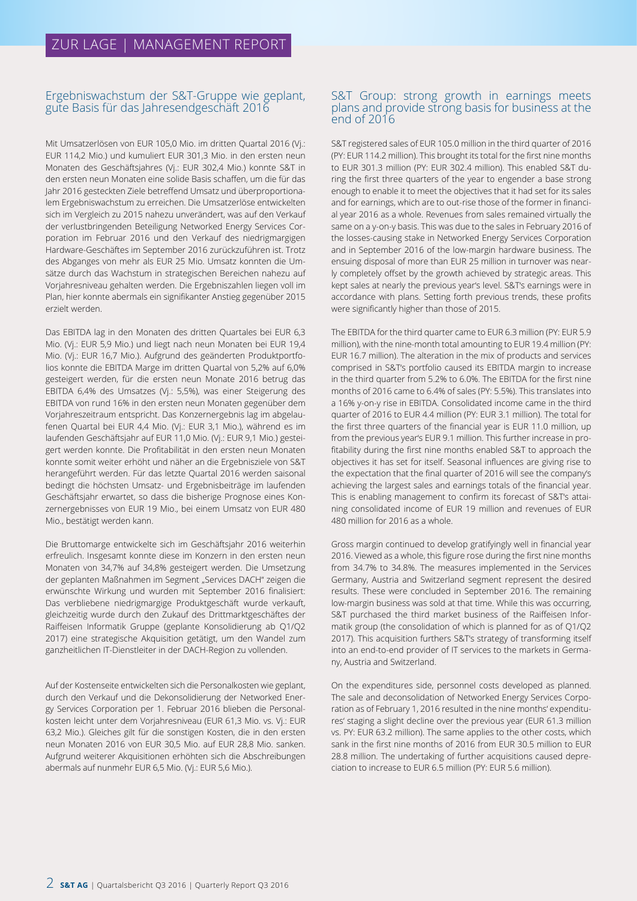# ZUR LAGE | MANAGEMENT REPORT

## Ergebniswachstum der S&T-Gruppe wie geplant, gute Basis für das Jahresendgeschäft 2016

Mit Umsatzerlösen von EUR 105,0 Mio. im dritten Quartal 2016 (Vj.: EUR 114,2 Mio.) und kumuliert EUR 301,3 Mio. in den ersten neun Monaten des Geschäftsjahres (Vj.: EUR 302,4 Mio.) konnte S&T in den ersten neun Monaten eine solide Basis schaffen, um die für das Jahr 2016 gesteckten Ziele betreffend Umsatz und überproportionalem Ergebniswachstum zu erreichen. Die Umsatzerlöse entwickelten sich im Vergleich zu 2015 nahezu unverändert, was auf den Verkauf der verlustbringenden Beteiligung Networked Energy Services Corporation im Februar 2016 und den Verkauf des niedrigmargigen Hardware-Geschäftes im September 2016 zurückzuführen ist. Trotz des Abganges von mehr als EUR 25 Mio. Umsatz konnten die Umsätze durch das Wachstum in strategischen Bereichen nahezu auf Vorjahresniveau gehalten werden. Die Ergebniszahlen liegen voll im Plan, hier konnte abermals ein signifikanter Anstieg gegenüber 2015 erzielt werden.

Das EBITDA lag in den Monaten des dritten Quartales bei EUR 6,3 Mio. (Vj.: EUR 5,9 Mio.) und liegt nach neun Monaten bei EUR 19,4 Mio. (Vj.: EUR 16,7 Mio.). Aufgrund des geänderten Produktportfolios konnte die EBITDA Marge im dritten Quartal von 5,2% auf 6,0% gesteigert werden, für die ersten neun Monate 2016 betrug das EBITDA 6,4% des Umsatzes (Vj.: 5,5%), was einer Steigerung des EBITDA von rund 16% in den ersten neun Monaten gegenüber dem Vorjahreszeitraum entspricht. Das Konzernergebnis lag im abgelaufenen Quartal bei EUR 4,4 Mio. (Vj.: EUR 3,1 Mio.), während es im laufenden Geschäftsjahr auf EUR 11,0 Mio. (Vj.: EUR 9,1 Mio.) gesteigert werden konnte. Die Profitabilität in den ersten neun Monaten konnte somit weiter erhöht und näher an die Ergebnisziele von S&T herangeführt werden. Für das letzte Quartal 2016 werden saisonal bedingt die höchsten Umsatz- und Ergebnisbeiträge im laufenden Geschäftsjahr erwartet, so dass die bisherige Prognose eines Konzernergebnisses von EUR 19 Mio., bei einem Umsatz von EUR 480 Mio., bestätigt werden kann.

Die Bruttomarge entwickelte sich im Geschäftsjahr 2016 weiterhin erfreulich. Insgesamt konnte diese im Konzern in den ersten neun Monaten von 34,7% auf 34,8% gesteigert werden. Die Umsetzung der geplanten Maßnahmen im Segment „Services DACH" zeigen die erwünschte Wirkung und wurden mit September 2016 finalisiert: Das verbliebene niedrigmargige Produktgeschäft wurde verkauft, gleichzeitig wurde durch den Zukauf des Drittmarktgeschäftes der Raiffeisen Informatik Gruppe (geplante Konsolidierung ab Q1/Q2 2017) eine strategische Akquisition getätigt, um den Wandel zum ganzheitlichen IT-Dienstleiter in der DACH-Region zu vollenden.

Auf der Kostenseite entwickelten sich die Personalkosten wie geplant, durch den Verkauf und die Dekonsolidierung der Networked Energy Services Corporation per 1. Februar 2016 blieben die Personalkosten leicht unter dem Vorjahresniveau (EUR 61,3 Mio. vs. Vj.: EUR 63,2 Mio.). Gleiches gilt für die sonstigen Kosten, die in den ersten neun Monaten 2016 von EUR 30,5 Mio. auf EUR 28,8 Mio. sanken. Aufgrund weiterer Akquisitionen erhöhten sich die Abschreibungen abermals auf nunmehr EUR 6,5 Mio. (Vj.: EUR 5,6 Mio.).

## S&T Group: strong growth in earnings meets plans and provide strong basis for business at the end of 2016

S&T registered sales of EUR 105.0 million in the third quarter of 2016 (PY: EUR 114.2 million). This brought its total for the first nine months to EUR 301.3 million (PY: EUR 302.4 million). This enabled S&T during the first three quarters of the year to engender a base strong enough to enable it to meet the objectives that it had set for its sales and for earnings, which are to out-rise those of the former in financial year 2016 as a whole. Revenues from sales remained virtually the same on a y-on-y basis. This was due to the sales in February 2016 of the losses-causing stake in Networked Energy Services Corporation and in September 2016 of the low-margin hardware business. The ensuing disposal of more than EUR 25 million in turnover was nearly completely offset by the growth achieved by strategic areas. This kept sales at nearly the previous year's level. S&T's earnings were in accordance with plans. Setting forth previous trends, these profits were significantly higher than those of 2015.

The EBITDA for the third quarter came to EUR 6.3 million (PY: EUR 5.9 million), with the nine-month total amounting to EUR 19.4 million (PY: EUR 16.7 million). The alteration in the mix of products and services comprised in S&T's portfolio caused its EBITDA margin to increase in the third quarter from 5.2% to 6.0%. The EBITDA for the first nine months of 2016 came to 6.4% of sales (PY: 5.5%). This translates into a 16% y-on-y rise in EBITDA. Consolidated income came in the third quarter of 2016 to EUR 4.4 million (PY: EUR 3.1 million). The total for the first three quarters of the financial year is EUR 11.0 million, up from the previous year's EUR 9.1 million. This further increase in profitability during the first nine months enabled S&T to approach the objectives it has set for itself. Seasonal influences are giving rise to the expectation that the final quarter of 2016 will see the company's achieving the largest sales and earnings totals of the financial year. This is enabling management to confirm its forecast of S&T's attaining consolidated income of EUR 19 million and revenues of EUR 480 million for 2016 as a whole.

Gross margin continued to develop gratifyingly well in financial year 2016. Viewed as a whole, this figure rose during the first nine months from 34.7% to 34.8%. The measures implemented in the Services Germany, Austria and Switzerland segment represent the desired results. These were concluded in September 2016. The remaining low-margin business was sold at that time. While this was occurring, S&T purchased the third market business of the Raiffeisen Informatik group (the consolidation of which is planned for as of Q1/Q2 2017). This acquisition furthers S&T's strategy of transforming itself into an end-to-end provider of IT services to the markets in Germany, Austria and Switzerland.

On the expenditures side, personnel costs developed as planned. The sale and deconsolidation of Networked Energy Services Corporation as of February 1, 2016 resulted in the nine months' expenditures' staging a slight decline over the previous year (EUR 61.3 million vs. PY: EUR 63.2 million). The same applies to the other costs, which sank in the first nine months of 2016 from EUR 30.5 million to EUR 28.8 million. The undertaking of further acquisitions caused depreciation to increase to EUR 6.5 million (PY: EUR 5.6 million).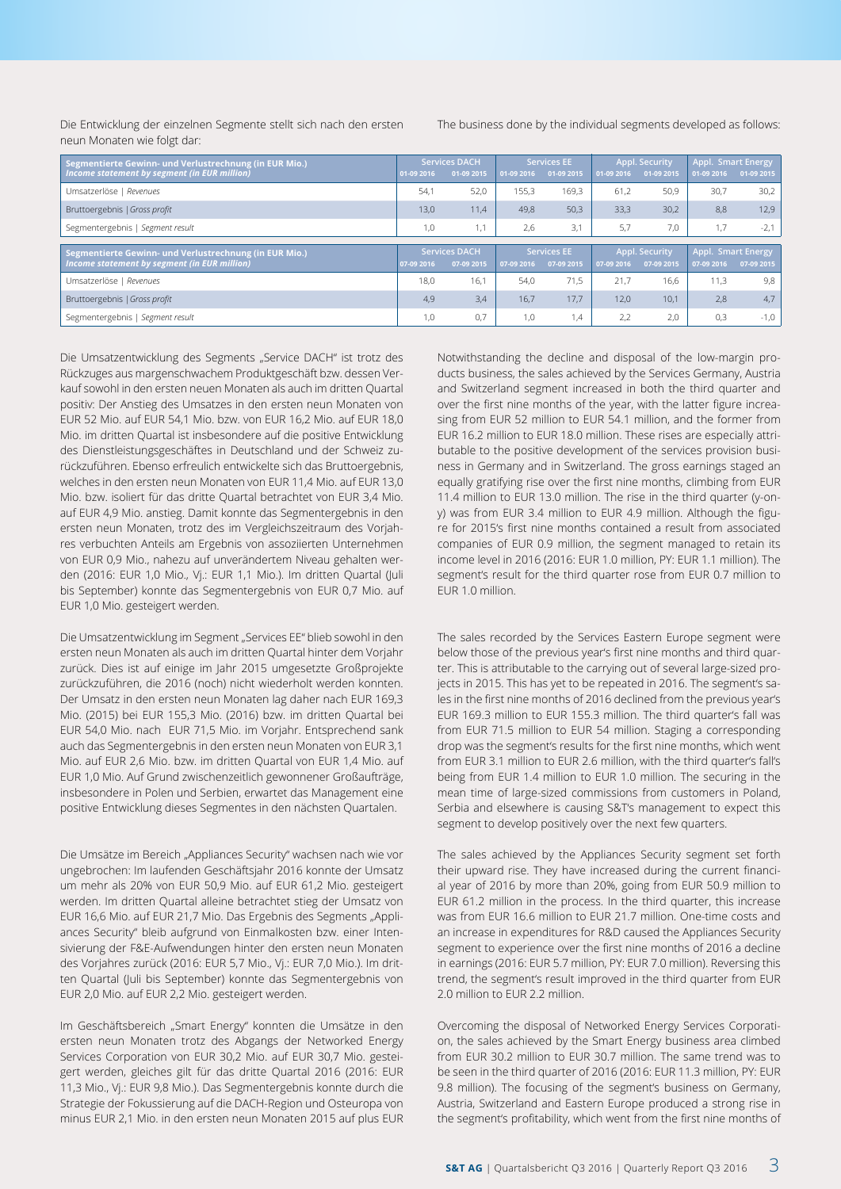Die Entwicklung der einzelnen Segmente stellt sich nach den ersten neun Monaten wie folgt dar:

The business done by the individual segments developed as follows:

| Segmentierte Gewinn- und Verlustrechnung (in EUR Mio.) *Income statement by segment (in EUR million)* | Services DACH | | Services EE | | Appl. Security | | Appl. Smart Energy | |
|---|---|---|---|---|---|---|---|---|
| | 01-09 2016 | 01-09 2015 | 01-09 2016 | 01-09 2015 | 01-09 2016 | 01-09 2015 | 01-09 2016 | 01-09 2015 |
| Umsatzerlöse \| *Revenues* | 54,1 | 52,0 | 155,3 | 169,3 | 61,2 | 50,9 | 30,7 | 30,2 |
| Bruttoergebnis \| *Gross profit* | 13,0 | 11,4 | 49,8 | 50,3 | 33,3 | 30,2 | 8,8 | 12,9 |
| Segmentergebnis \| *Segment result* | 1,0 | 1,1 | 2,6 | 3,1 | 5,7 | 7,0 | 1,7 | -2,1 |

| Segmentierte Gewinn- und Verlustrechnung (in EUR Mio.) *Income statement by segment (in EUR million)* | Services DACH | | Services EE | | Appl. Security | | Appl. Smart Energy | |
|---|---|---|---|---|---|---|---|---|
| | 07-09 2016 | 07-09 2015 | 07-09 2016 | 07-09 2015 | 07-09 2016 | 07-09 2015 | 07-09 2016 | 07-09 2015 |
| Umsatzerlöse \| *Revenues* | 18,0 | 16,1 | 54,0 | 71,5 | 21,7 | 16,6 | 11,3 | 9,8 |
| Bruttoergebnis \| *Gross profit* | 4,9 | 3,4 | 16,7 | 17,7 | 12,0 | 10,1 | 2,8 | 4,7 |
| Segmentergebnis \| *Segment result* | 1,0 | 0,7 | 1,0 | 1,4 | 2,2 | 2,0 | 0,3 | -1,0 |

Die Umsatzentwicklung des Segments „Service DACH" ist trotz des Rückzuges aus margenschwachem Produktgeschäft bzw. dessen Verkauf sowohl in den ersten neuen Monaten als auch im dritten Quartal positiv: Der Anstieg des Umsatzes in den ersten neun Monaten von EUR 52 Mio. auf EUR 54,1 Mio. bzw. von EUR 16,2 Mio. auf EUR 18,0 Mio. im dritten Quartal ist insbesondere auf die positive Entwicklung des Dienstleistungsgeschäftes in Deutschland und der Schweiz zurückzuführen. Ebenso erfreulich entwickelte sich das Bruttoergebnis, welches in den ersten neun Monaten von EUR 11,4 Mio. auf EUR 13,0 Mio. bzw. isoliert für das dritte Quartal betrachtet von EUR 3,4 Mio. auf EUR 4,9 Mio. anstieg. Damit konnte das Segmentergebnis in den ersten neun Monaten, trotz des im Vergleichszeitraum des Vorjahres verbuchten Anteils am Ergebnis von assoziierten Unternehmen von EUR 0,9 Mio., nahezu auf unverändertem Niveau gehalten werden (2016: EUR 1,0 Mio., Vj.: EUR 1,1 Mio.). Im dritten Quartal (Juli bis September) konnte das Segmentergebnis von EUR 0,7 Mio. auf EUR 1,0 Mio. gesteigert werden.

Die Umsatzentwicklung im Segment „Services EE" blieb sowohl in den ersten neun Monaten als auch im dritten Quartal hinter dem Vorjahr zurück. Dies ist auf einige im Jahr 2015 umgesetzte Großprojekte zurückzuführen, die 2016 (noch) nicht wiederholt werden konnten. Der Umsatz in den ersten neun Monaten lag daher nach EUR 169,3 Mio. (2015) bei EUR 155,3 Mio. (2016) bzw. im dritten Quartal bei EUR 54,0 Mio. nach EUR 71,5 Mio. im Vorjahr. Entsprechend sank auch das Segmentergebnis in den ersten neun Monaten von EUR 3,1 Mio. auf EUR 2,6 Mio. bzw. im dritten Quartal von EUR 1,4 Mio. auf EUR 1,0 Mio. Auf Grund zwischenzeitlich gewonnener Großaufträge, insbesondere in Polen und Serbien, erwartet das Management eine positive Entwicklung dieses Segmentes in den nächsten Quartalen.

Die Umsätze im Bereich „Appliances Security" wachsen nach wie vor ungebrochen: Im laufenden Geschäftsjahr 2016 konnte der Umsatz um mehr als 20% von EUR 50,9 Mio. auf EUR 61,2 Mio. gesteigert werden. Im dritten Quartal alleine betrachtet stieg der Umsatz von EUR 16,6 Mio. auf EUR 21,7 Mio. Das Ergebnis des Segments „Appliances Security" bleib aufgrund von Einmalkosten bzw. einer Intensivierung der F&E-Aufwendungen hinter den ersten neun Monaten des Vorjahres zurück (2016: EUR 5,7 Mio., Vj.: EUR 7,0 Mio.). Im dritten Quartal (Juli bis September) konnte das Segmentergebnis von EUR 2,0 Mio. auf EUR 2,2 Mio. gesteigert werden.

Im Geschäftsbereich „Smart Energy" konnten die Umsätze in den ersten neun Monaten trotz des Abgangs der Networked Energy Services Corporation von EUR 30,2 Mio. auf EUR 30,7 Mio. gesteigert werden, gleiches gilt für das dritte Quartal 2016 (2016: EUR 11,3 Mio., Vj.: EUR 9,8 Mio.). Das Segmentergebnis konnte durch die Strategie der Fokussierung auf die DACH-Region und Osteuropa von minus EUR 2,1 Mio. in den ersten neun Monaten 2015 auf plus EUR

Notwithstanding the decline and disposal of the low-margin products business, the sales achieved by the Services Germany, Austria and Switzerland segment increased in both the third quarter and over the first nine months of the year, with the latter figure increasing from EUR 52 million to EUR 54.1 million, and the former from EUR 16.2 million to EUR 18.0 million. These rises are especially attributable to the positive development of the services provision business in Germany and in Switzerland. The gross earnings staged an equally gratifying rise over the first nine months, climbing from EUR 11.4 million to EUR 13.0 million. The rise in the third quarter (y-on-y) was from EUR 3.4 million to EUR 4.9 million. Although the figure for 2015's first nine months contained a result from associated companies of EUR 0.9 million, the segment managed to retain its income level in 2016 (2016: EUR 1.0 million, PY: EUR 1.1 million). The segment's result for the third quarter rose from EUR 0.7 million to EUR 1.0 million.

The sales recorded by the Services Eastern Europe segment were below those of the previous year's first nine months and third quarter. This is attributable to the carrying out of several large-sized projects in 2015. This has yet to be repeated in 2016. The segment's sales in the first nine months of 2016 declined from the previous year's EUR 169.3 million to EUR 155.3 million. The third quarter's fall was from EUR 71.5 million to EUR 54 million. Staging a corresponding drop was the segment's results for the first nine months, which went from EUR 3.1 million to EUR 2.6 million, with the third quarter's fall's being from EUR 1.4 million to EUR 1.0 million. The securing in the mean time of large-sized commissions from customers in Poland, Serbia and elsewhere is causing S&T's management to expect this segment to develop positively over the next few quarters.

The sales achieved by the Appliances Security segment set forth their upward rise. They have increased during the current financial year of 2016 by more than 20%, going from EUR 50.9 million to EUR 61.2 million in the process. In the third quarter, this increase was from EUR 16.6 million to EUR 21.7 million. One-time costs and an increase in expenditures for R&D caused the Appliances Security segment to experience over the first nine months of 2016 a decline in earnings (2016: EUR 5.7 million, PY: EUR 7.0 million). Reversing this trend, the segment's result improved in the third quarter from EUR 2.0 million to EUR 2.2 million.

Overcoming the disposal of Networked Energy Services Corporation, the sales achieved by the Smart Energy business area climbed from EUR 30.2 million to EUR 30.7 million. The same trend was to be seen in the third quarter of 2016 (2016: EUR 11.3 million, PY: EUR 9.8 million). The focusing of the segment's business on Germany, Austria, Switzerland and Eastern Europe produced a strong rise in the segment's profitability, which went from the first nine months of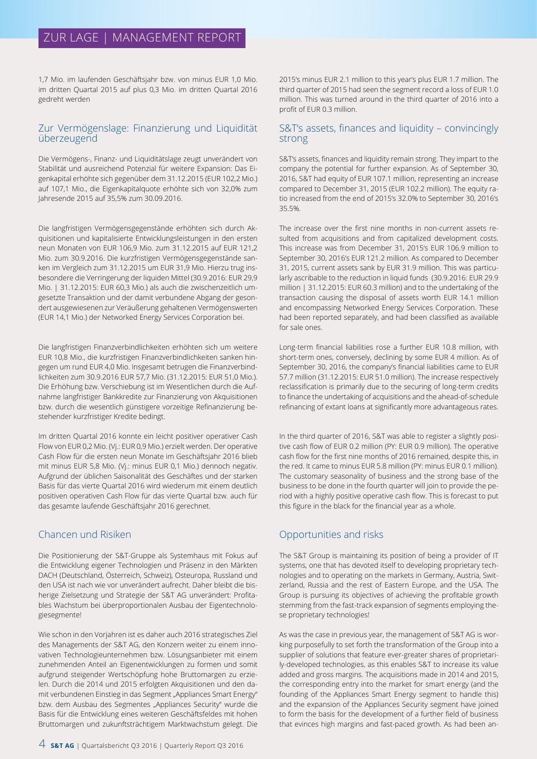1,7 Mio. im laufenden Geschäftsjahr bzw. von minus EUR 1,0 Mio. im dritten Quartal 2015 auf plus 0,3 Mio. im dritten Quartal 2016 gedreht werden

## Zur Vermögenslage: Finanzierung und Liquidität überzeugend

Die Vermögens-, Finanz- und Liquiditätslage zeugt unverändert von Stabilität und ausreichend Potenzial für weitere Expansion: Das Eigenkapital erhöhte sich gegenüber dem 31.12.2015 (EUR 102,2 Mio.) auf 107,1 Mio., die Eigenkapitalquote erhöhte sich von 32,0% zum Jahresende 2015 auf 35,5% zum 30.09.2016.

Die langfristigen Vermögensgegenstände erhöhten sich durch Akquisitionen und kapitalisierte Entwicklungsleistungen in den ersten neun Monaten von EUR 106,9 Mio. zum 31.12.2015 auf EUR 121,2 Mio. zum 30.9.2016. Die kurzfristigen Vermögensgegenstände sanken im Vergleich zum 31.12.2015 um EUR 31,9 Mio. Hierzu trug insbesondere die Verringerung der liquiden Mittel (30.9.2016: EUR 29,9 Mio. | 31.12.2015: EUR 60,3 Mio.) als auch die zwischenzeitlich umgesetzte Transaktion und der damit verbundene Abgang der gesondert ausgewiesenen zur Veräußerung gehaltenen Vermögenswerten (EUR 14,1 Mio.) der Networked Energy Services Corporation bei.

Die langfristigen Finanzverbindlichkeiten erhöhten sich um weitere EUR 10,8 Mio., die kurzfristigen Finanzverbindlichkeiten sanken hingegen um rund EUR 4,0 Mio. Insgesamt betrugen die Finanzverbindlichkeiten zum 30.9.2016 EUR 57,7 Mio. (31.12.2015: EUR 51,0 Mio.). Die Erhöhung bzw. Verschiebung ist im Wesentlichen durch die Aufnahme langfristiger Bankkredite zur Finanzierung von Akquisitionen bzw. durch die wesentlich günstigere vorzeitige Refinanzierung bestehender kurzfristiger Kredite bedingt.

Im dritten Quartal 2016 konnte ein leicht positiver operativer Cash Flow von EUR 0,2 Mio. (Vj.: EUR 0,9 Mio.) erzielt werden. Der operative Cash Flow für die ersten neun Monate im Geschäftsjahr 2016 blieb mit minus EUR 5,8 Mio. (Vj.: minus EUR 0,1 Mio.) dennoch negativ. Aufgrund der üblichen Saisonalität des Geschäftes und der starken Basis für das vierte Quartal 2016 wird wiederum mit einem deutlich positiven operativen Cash Flow für das vierte Quartal bzw. auch für das gesamte laufende Geschäftsjahr 2016 gerechnet.

## Chancen und Risiken

Die Positionierung der S&T-Gruppe als Systemhaus mit Fokus auf die Entwicklung eigener Technologien und Präsenz in den Märkten DACH (Deutschland, Österreich, Schweiz), Osteuropa, Russland und den USA ist nach wie vor unverändert aufrecht. Daher bleibt die bisherige Zielsetzung und Strategie der S&T AG unverändert: Profitables Wachstum bei überproportionalen Ausbau der Eigentechnologiesegmente!

Wie schon in den Vorjahren ist es daher auch 2016 strategisches Ziel des Managements der S&T AG, den Konzern weiter zu einem innovativen Technologieunternehmen bzw. Lösungsanbieter mit einem zunehmenden Anteil an Eigenentwicklungen zu formen und somit aufgrund steigender Wertschöpfung hohe Bruttomargen zu erzielen. Durch die 2014 und 2015 erfolgten Akquisitionen und den damit verbundenen Einstieg in das Segment „Appliances Smart Energy" bzw. dem Ausbau des Segmentes „Appliances Security" wurde die Basis für die Entwicklung eines weiteren Geschäftsfeldes mit hohen Bruttomargen und zukunftsträchtigem Marktwachstum gelegt. Die

2015's minus EUR 2.1 million to this year's plus EUR 1.7 million. The third quarter of 2015 had seen the segment record a loss of EUR 1.0 million. This was turned around in the third quarter of 2016 into a profit of EUR 0.3 million.

## S&T's assets, finances and liquidity – convincingly strong

S&T's assets, finances and liquidity remain strong. They impart to the company the potential for further expansion. As of September 30, 2016, S&T had equity of EUR 107.1 million, representing an increase compared to December 31, 2015 (EUR 102.2 million). The equity ratio increased from the end of 2015's 32.0% to September 30, 2016's 35.5%.

The increase over the first nine months in non-current assets resulted from acquisitions and from capitalized development costs. This increase was from December 31, 2015's EUR 106.9 million to September 30, 2016's EUR 121.2 million. As compared to December 31, 2015, current assets sank by EUR 31.9 million. This was particularly ascribable to the reduction in liquid funds (30.9.2016: EUR 29.9 million | 31.12.2015: EUR 60.3 million) and to the undertaking of the transaction causing the disposal of assets worth EUR 14.1 million and encompassing Networked Energy Services Corporation. These had been reported separately, and had been classified as available for sale ones.

Long-term financial liabilities rose a further EUR 10.8 million, with short-term ones, conversely, declining by some EUR 4 million. As of September 30, 2016, the company's financial liabilities came to EUR 57.7 million (31.12.2015: EUR 51.0 million). The increase respectively reclassification is primarily due to the securing of long-term credits to finance the undertaking of acquisitions and the ahead-of-schedule refinancing of extant loans at significantly more advantageous rates.

In the third quarter of 2016, S&T was able to register a slightly positive cash flow of EUR 0.2 million (PY: EUR 0.9 million). The operative cash flow for the first nine months of 2016 remained, despite this, in the red. It came to minus EUR 5.8 million (PY: minus EUR 0.1 million). The customary seasonality of business and the strong base of the business to be done in the fourth quarter will join to provide the period with a highly positive operative cash flow. This is forecast to put this figure in the black for the financial year as a whole.

## Opportunities and risks

The S&T Group is maintaining its position of being a provider of IT systems, one that has devoted itself to developing proprietary technologies and to operating on the markets in Germany, Austria, Switzerland, Russia and the rest of Eastern Europe, and the USA. The Group is pursuing its objectives of achieving the profitable growth stemming from the fast-track expansion of segments employing these proprietary technologies!

As was the case in previous year, the management of S&T AG is working purposefully to set forth the transformation of the Group into a supplier of solutions that feature ever-greater shares of proprietarily-developed technologies, as this enables S&T to increase its value added and gross margins. The acquisitions made in 2014 and 2015, the corresponding entry into the market for smart energy (and the founding of the Appliances Smart Energy segment to handle this) and the expansion of the Appliances Security segment have joined to form the basis for the development of a further field of business that evinces high margins and fast-paced growth. As had been an-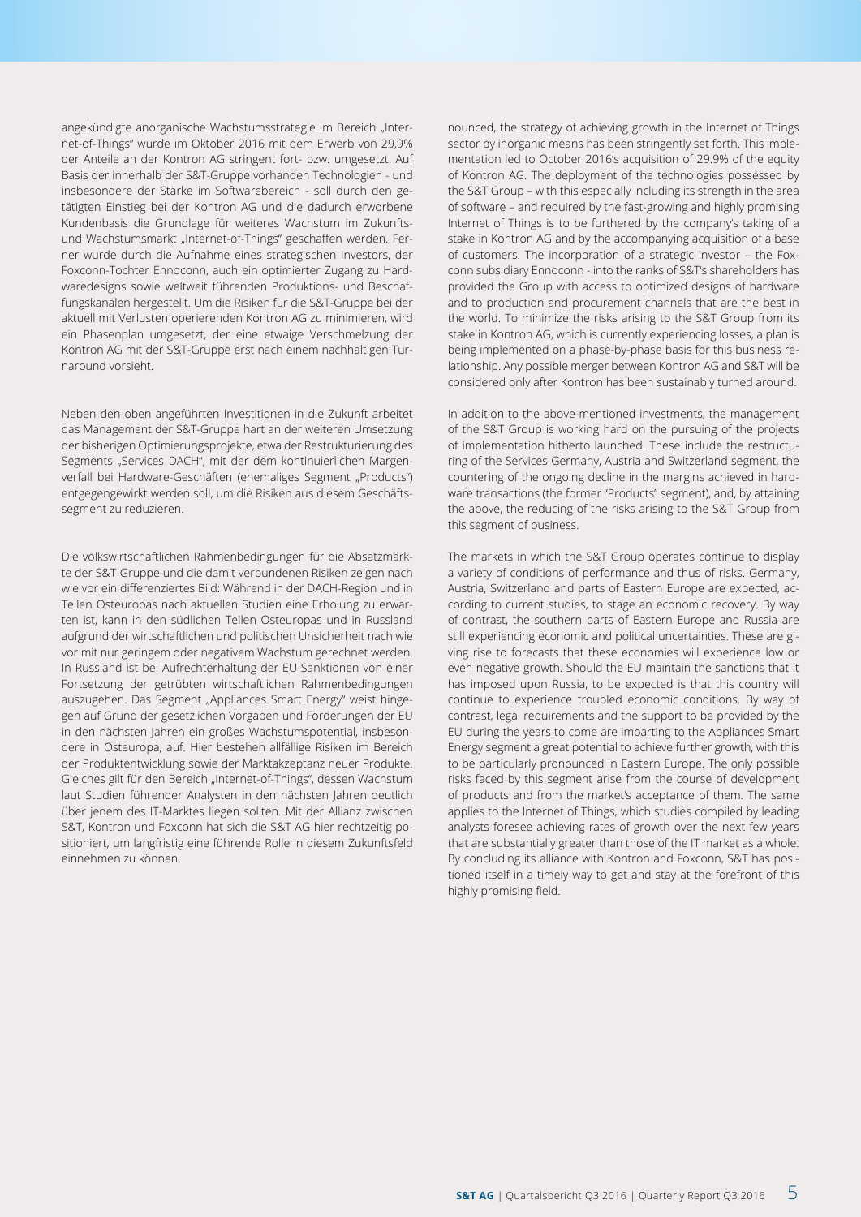angekündigte anorganische Wachstumsstrategie im Bereich „Internet-of-Things" wurde im Oktober 2016 mit dem Erwerb von 29,9% der Anteile an der Kontron AG stringent fort- bzw. umgesetzt. Auf Basis der innerhalb der S&T-Gruppe vorhanden Technologien - und insbesondere der Stärke im Softwarebereich - soll durch den getätigten Einstieg bei der Kontron AG und die dadurch erworbene Kundenbasis die Grundlage für weiteres Wachstum im Zukunfts- und Wachstumsmarkt „Internet-of-Things" geschaffen werden. Ferner wurde durch die Aufnahme eines strategischen Investors, der Foxconn-Tochter Ennoconn, auch ein optimierter Zugang zu Hardwaredesigns sowie weltweit führenden Produktions- und Beschaffungskanälen hergestellt. Um die Risiken für die S&T-Gruppe bei der aktuell mit Verlusten operierenden Kontron AG zu minimieren, wird ein Phasenplan umgesetzt, der eine etwaige Verschmelzung der Kontron AG mit der S&T-Gruppe erst nach einem nachhaltigen Turnaround vorsieht.

Neben den oben angeführten Investitionen in die Zukunft arbeitet das Management der S&T-Gruppe hart an der weiteren Umsetzung der bisherigen Optimierungsprojekte, etwa der Restrukturierung des Segments „Services DACH", mit der dem kontinuierlichen Margenverfall bei Hardware-Geschäften (ehemaliges Segment „Products") entgegengewirkt werden soll, um die Risiken aus diesem Geschäftssegment zu reduzieren.

Die volkswirtschaftlichen Rahmenbedingungen für die Absatzmärkte der S&T-Gruppe und die damit verbundenen Risiken zeigen nach wie vor ein differenziertes Bild: Während in der DACH-Region und in Teilen Osteuropas nach aktuellen Studien eine Erholung zu erwarten ist, kann in den südlichen Teilen Osteuropas und in Russland aufgrund der wirtschaftlichen und politischen Unsicherheit nach wie vor mit nur geringem oder negativem Wachstum gerechnet werden. In Russland ist bei Aufrechterhaltung der EU-Sanktionen von einer Fortsetzung der getrübten wirtschaftlichen Rahmenbedingungen auszugehen. Das Segment „Appliances Smart Energy" weist hingegen auf Grund der gesetzlichen Vorgaben und Förderungen der EU in den nächsten Jahren ein großes Wachstumspotential, insbesondere in Osteuropa, auf. Hier bestehen allfällige Risiken im Bereich der Produktentwicklung sowie der Marktakzeptanz neuer Produkte. Gleiches gilt für den Bereich „Internet-of-Things", dessen Wachstum laut Studien führender Analysten in den nächsten Jahren deutlich über jenem des IT-Marktes liegen sollten. Mit der Allianz zwischen S&T, Kontron und Foxconn hat sich die S&T AG hier rechtzeitig positioniert, um langfristig eine führende Rolle in diesem Zukunftsfeld einnehmen zu können.

nounced, the strategy of achieving growth in the Internet of Things sector by inorganic means has been stringently set forth. This implementation led to October 2016's acquisition of 29.9% of the equity of Kontron AG. The deployment of the technologies possessed by the S&T Group – with this especially including its strength in the area of software – and required by the fast-growing and highly promising Internet of Things is to be furthered by the company's taking of a stake in Kontron AG and by the accompanying acquisition of a base of customers. The incorporation of a strategic investor – the Foxconn subsidiary Ennoconn - into the ranks of S&T's shareholders has provided the Group with access to optimized designs of hardware and to production and procurement channels that are the best in the world. To minimize the risks arising to the S&T Group from its stake in Kontron AG, which is currently experiencing losses, a plan is being implemented on a phase-by-phase basis for this business relationship. Any possible merger between Kontron AG and S&T will be considered only after Kontron has been sustainably turned around.

In addition to the above-mentioned investments, the management of the S&T Group is working hard on the pursuing of the projects of implementation hitherto launched. These include the restructuring of the Services Germany, Austria and Switzerland segment, the countering of the ongoing decline in the margins achieved in hardware transactions (the former "Products" segment), and, by attaining the above, the reducing of the risks arising to the S&T Group from this segment of business.

The markets in which the S&T Group operates continue to display a variety of conditions of performance and thus of risks. Germany, Austria, Switzerland and parts of Eastern Europe are expected, according to current studies, to stage an economic recovery. By way of contrast, the southern parts of Eastern Europe and Russia are still experiencing economic and political uncertainties. These are giving rise to forecasts that these economies will experience low or even negative growth. Should the EU maintain the sanctions that it has imposed upon Russia, to be expected is that this country will continue to experience troubled economic conditions. By way of contrast, legal requirements and the support to be provided by the EU during the years to come are imparting to the Appliances Smart Energy segment a great potential to achieve further growth, with this to be particularly pronounced in Eastern Europe. The only possible risks faced by this segment arise from the course of development of products and from the market's acceptance of them. The same applies to the Internet of Things, which studies compiled by leading analysts foresee achieving rates of growth over the next few years that are substantially greater than those of the IT market as a whole. By concluding its alliance with Kontron and Foxconn, S&T has positioned itself in a timely way to get and stay at the forefront of this highly promising field.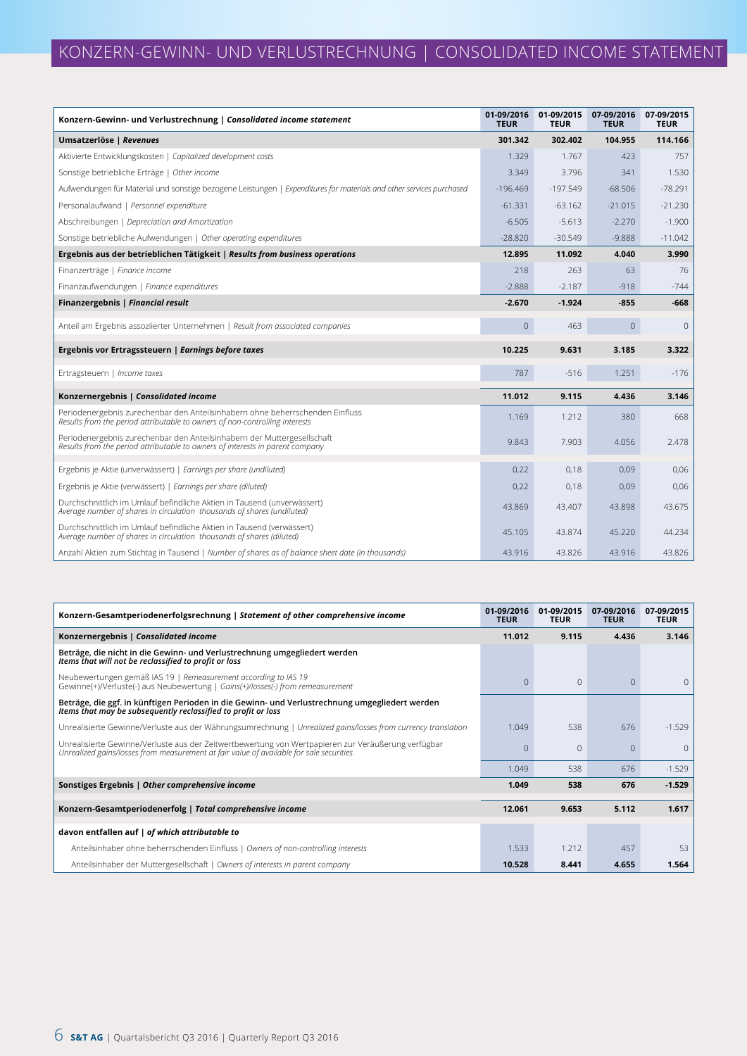# KONZERN-GEWINN- UND VERLUSTRECHNUNG | CONSOLIDATED INCOME STATEMENT

| **Konzern-Gewinn- und Verlustrechnung \| *Consolidated income statement*** | **01-09/2016 TEUR** | **01-09/2015 TEUR** | **07-09/2016 TEUR** | **07-09/2015 TEUR** |
|---|---|---|---|---|
| **Umsatzerlöse \| *Revenues*** | **301.342** | **302.402** | **104.955** | **114.166** |
| Aktivierte Entwicklungskosten \| *Capitalized development costs* | 1.329 | 1.767 | 423 | 757 |
| Sonstige betriebliche Erträge \| *Other income* | 3.349 | 3.796 | 341 | 1.530 |
| Aufwendungen für Material und sonstige bezogene Leistungen \| *Expenditures for materials and other services purchased* | -196.469 | -197.549 | -68.506 | -78.291 |
| Personalaufwand \| *Personnel expenditure* | -61.331 | -63.162 | -21.015 | -21.230 |
| Abschreibungen \| *Depreciation and Amortization* | -6.505 | -5.613 | -2.270 | -1.900 |
| Sonstige betriebliche Aufwendungen \| *Other operating expenditures* | -28.820 | -30.549 | -9.888 | -11.042 |
| **Ergebnis aus der betrieblichen Tätigkeit \| *Results from business operations*** | **12.895** | **11.092** | **4.040** | **3.990** |
| Finanzerträge \| *Finance income* | 218 | 263 | 63 | 76 |
| Finanzaufwendungen \| *Finance expenditures* | -2.888 | -2.187 | -918 | -744 |
| **Finanzergebnis \| *Financial result*** | **-2.670** | **-1.924** | **-855** | **-668** |
| Anteil am Ergebnis assoziierter Unternehmen \| *Result from associated companies* | 0 | 463 | 0 | 0 |
| **Ergebnis vor Ertragssteuern \| *Earnings before taxes*** | **10.225** | **9.631** | **3.185** | **3.322** |
| Ertragsteuern \| *Income taxes* | 787 | -516 | 1.251 | -176 |
| **Konzernergebnis \| *Consolidated income*** | **11.012** | **9.115** | **4.436** | **3.146** |
| Periodenergebnis zurechenbar den Anteilsinhabern ohne beherrschenden Einfluss *Results from the period attributable to owners of non-controlling interests* | 1.169 | 1.212 | 380 | 668 |
| Periodenergebnis zurechenbar den Anteilsinhabern der Muttergesellschaft *Results from the period attributable to owners of interests in parent company* | 9.843 | 7.903 | 4.056 | 2.478 |
| Ergebnis je Aktie (unverwässert) \| *Earnings per share (undiluted)* | 0,22 | 0,18 | 0,09 | 0,06 |
| Ergebnis je Aktie (verwässert) \| *Earnings per share (diluted)* | 0,22 | 0,18 | 0,09 | 0,06 |
| Durchschnittlich im Umlauf befindliche Aktien in Tausend (unverwässert) *Average number of shares in circulation thousands of shares (undiluted)* | 43.869 | 43.407 | 43.898 | 43.675 |
| Durchschnittlich im Umlauf befindliche Aktien in Tausend (verwässert) *Average number of shares in circulation thousands of shares (diluted)* | 45.105 | 43.874 | 45.220 | 44.234 |
| Anzahl Aktien zum Stichtag in Tausend \| *Number of shares as of balance sheet date (in thousands)* | 43.916 | 43.826 | 43.916 | 43.826 |

| **Konzern-Gesamtperiodenerfolgsrechnung \| *Statement of other comprehensive income*** | **01-09/2016 TEUR** | **01-09/2015 TEUR** | **07-09/2016 TEUR** | **07-09/2015 TEUR** |
|---|---|---|---|---|
| **Konzernergebnis \| *Consolidated income*** | **11.012** | **9.115** | **4.436** | **3.146** |
| **Beträge, die nicht in die Gewinn- und Verlustrechnung umgegliedert werden *Items that will not be reclassified to profit or loss*** | | | | |
| Neubewertungen gemäß IAS 19 \| *Remeasurement according to IAS 19* Gewinne(+)/Verluste(-) aus Neubewertung \| *Gains(+)/losses(-) from remeasurement* | 0 | 0 | 0 | 0 |
| **Beträge, die ggf. in künftigen Perioden in die Gewinn- und Verlustrechnung umgegliedert werden *Items that may be subsequently reclassified to profit or loss*** | | | | |
| Unrealisierte Gewinne/Verluste aus der Währungsumrechnung \| *Unrealized gains/losses from currency translation* | 1.049 | 538 | 676 | -1.529 |
| Unrealisierte Gewinne/Verluste aus der Zeitwertbewertung von Wertpapieren zur Veräußerung verfügbar *Unrealized gains/losses from measurement at fair value of available for sale securities* | 0 | 0 | 0 | 0 |
| | 1.049 | 538 | 676 | -1.529 |
| **Sonstiges Ergebnis \| *Other comprehensive income*** | **1.049** | **538** | **676** | **-1.529** |
| **Konzern-Gesamtperiodenerfolg \| *Total comprehensive income*** | **12.061** | **9.653** | **5.112** | **1.617** |
| **davon entfallen auf \| *of which attributable to*** | | | | |
| Anteilsinhaber ohne beherrschenden Einfluss \| *Owners of non-controlling interests* | 1.533 | 1.212 | 457 | 53 |
| Anteilsinhaber der Muttergesellschaft \| *Owners of interests in parent company* | **10.528** | **8.441** | **4.655** | **1.564** |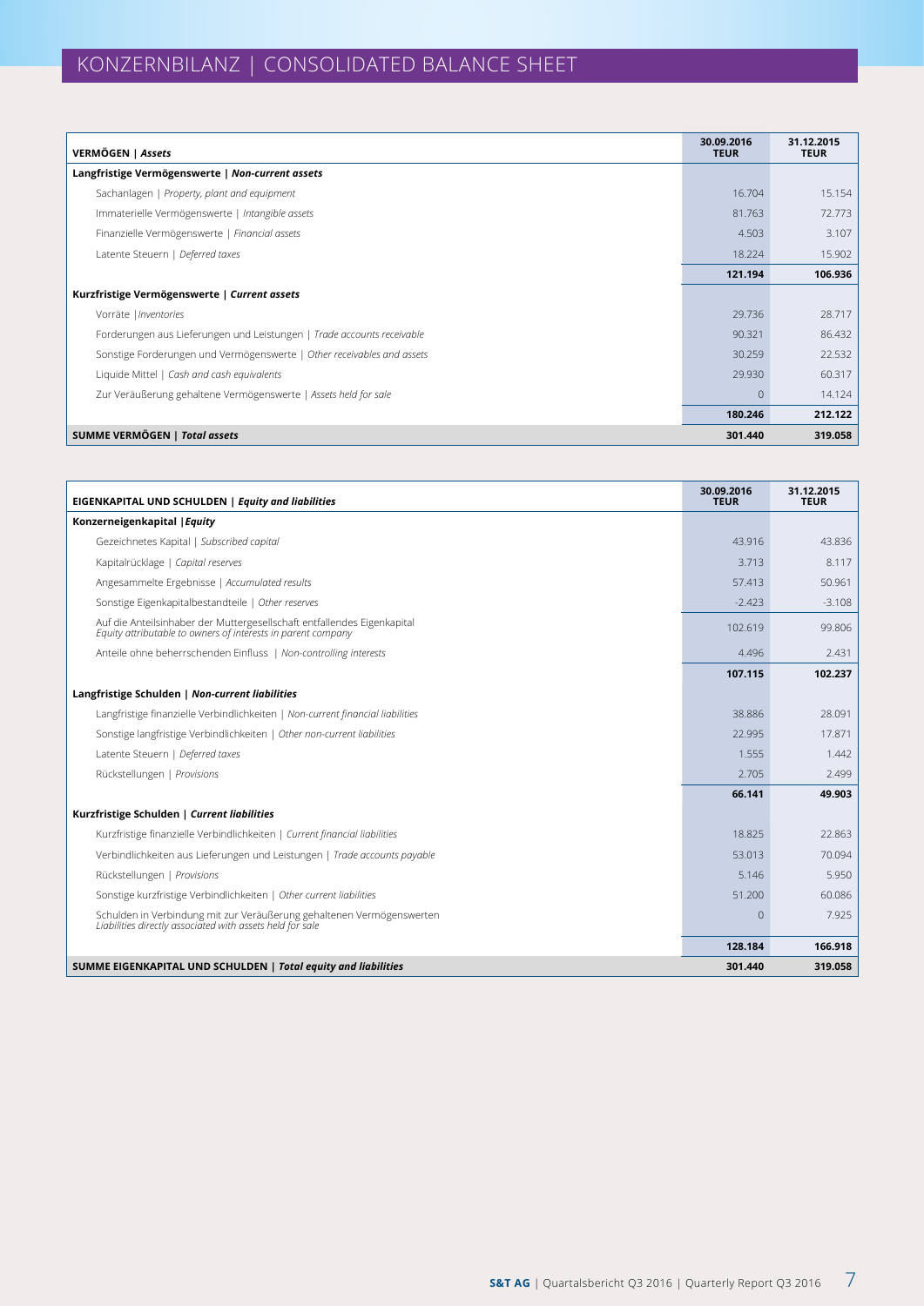# KONZERNBILANZ | CONSOLIDATED BALANCE SHEET

| **VERMÖGEN \| *Assets*** | **30.09.2016 TEUR** | **31.12.2015 TEUR** |
|---|---|---|
| **Langfristige Vermögenswerte \| *Non-current assets*** | | |
| Sachanlagen \| *Property, plant and equipment* | 16.704 | 15.154 |
| Immaterielle Vermögenswerte \| *Intangible assets* | 81.763 | 72.773 |
| Finanzielle Vermögenswerte \| *Financial assets* | 4.503 | 3.107 |
| Latente Steuern \| *Deferred taxes* | 18.224 | 15.902 |
| | **121.194** | **106.936** |
| **Kurzfristige Vermögenswerte \| *Current assets*** | | |
| Vorräte \| *Inventories* | 29.736 | 28.717 |
| Forderungen aus Lieferungen und Leistungen \| *Trade accounts receivable* | 90.321 | 86.432 |
| Sonstige Forderungen und Vermögenswerte \| *Other receivables and assets* | 30.259 | 22.532 |
| Liquide Mittel \| *Cash and cash equivalents* | 29.930 | 60.317 |
| Zur Veräußerung gehaltene Vermögenswerte \| *Assets held for sale* | 0 | 14.124 |
| | **180.246** | **212.122** |
| **SUMME VERMÖGEN \| *Total assets*** | **301.440** | **319.058** |

| **EIGENKAPITAL UND SCHULDEN \| *Equity and liabilities*** | **30.09.2016 TEUR** | **31.12.2015 TEUR** |
|---|---|---|
| **Konzerneigenkapital \| *Equity*** | | |
| Gezeichnetes Kapital \| *Subscribed capital* | 43.916 | 43.836 |
| Kapitalrücklage \| *Capital reserves* | 3.713 | 8.117 |
| Angesammelte Ergebnisse \| *Accumulated results* | 57.413 | 50.961 |
| Sonstige Eigenkapitalbestandteile \| *Other reserves* | -2.423 | -3.108 |
| Auf die Anteilsinhaber der Muttergesellschaft entfallendes Eigenkapital *Equity attributable to owners of interests in parent company* | 102.619 | 99.806 |
| Anteile ohne beherrschenden Einfluss \| *Non-controlling interests* | 4.496 | 2.431 |
| | **107.115** | **102.237** |
| **Langfristige Schulden \| *Non-current liabilities*** | | |
| Langfristige finanzielle Verbindlichkeiten \| *Non-current financial liabilities* | 38.886 | 28.091 |
| Sonstige langfristige Verbindlichkeiten \| *Other non-current liabilities* | 22.995 | 17.871 |
| Latente Steuern \| *Deferred taxes* | 1.555 | 1.442 |
| Rückstellungen \| *Provisions* | 2.705 | 2.499 |
| | **66.141** | **49.903** |
| **Kurzfristige Schulden \| *Current liabilities*** | | |
| Kurzfristige finanzielle Verbindlichkeiten \| *Current financial liabilities* | 18.825 | 22.863 |
| Verbindlichkeiten aus Lieferungen und Leistungen \| *Trade accounts payable* | 53.013 | 70.094 |
| Rückstellungen \| *Provisions* | 5.146 | 5.950 |
| Sonstige kurzfristige Verbindlichkeiten \| *Other current liabilities* | 51.200 | 60.086 |
| Schulden in Verbindung mit zur Veräußerung gehaltenen Vermögenswerten *Liabilities directly associated with assets held for sale* | 0 | 7.925 |
| | **128.184** | **166.918** |
| **SUMME EIGENKAPITAL UND SCHULDEN \| *Total equity and liabilities*** | **301.440** | **319.058** |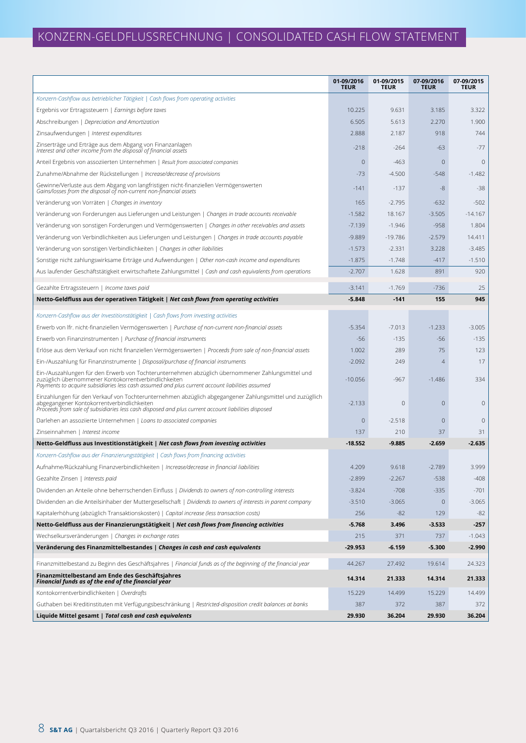# KONZERN-GELDFLUSSRECHNUNG | CONSOLIDATED CASH FLOW STATEMENT

| | 01-09/2016 TEUR | 01-09/2015 TEUR | 07-09/2016 TEUR | 07-09/2015 TEUR |
|---|---|---|---|---|
| *Konzern-Cashflow aus betrieblicher Tätigkeit \| Cash flows from operating activities* | | | | |
| Ergebnis vor Ertragssteuern \| *Earnings before taxes* | 10.225 | 9.631 | 3.185 | 3.322 |
| Abschreibungen \| *Depreciation and Amortization* | 6.505 | 5.613 | 2.270 | 1.900 |
| Zinsaufwendungen \| *Interest expenditures* | 2.888 | 2.187 | 918 | 744 |
| Zinserträge und Erträge aus dem Abgang von Finanzanlagen *Interest and other income from the disposal of financial assets* | -218 | -264 | -63 | -77 |
| Anteil Ergebnis von assoziierten Unternehmen \| *Result from associated companies* | 0 | -463 | 0 | 0 |
| Zunahme/Abnahme der Rückstellungen \| *Increase/decrease of provisions* | -73 | -4.500 | -548 | -1.482 |
| Gewinne/Verluste aus dem Abgang von langfristigen nicht-finanziellen Vermögenswerten *Gains/losses from the disposal of non-current non-financial assets* | -141 | -137 | -8 | -38 |
| Veränderung von Vorräten \| *Changes in inventory* | 165 | -2.795 | -632 | -502 |
| Veränderung von Forderungen aus Lieferungen und Leistungen \| *Changes in trade accounts receivable* | -1.582 | 18.167 | -3.505 | -14.167 |
| Veränderung von sonstigen Forderungen und Vermögenswerten \| *Changes in other receivables and assets* | -7.139 | -1.946 | -958 | 1.804 |
| Veränderung von Verbindlichkeiten aus Lieferungen und Leistungen \| *Changes in trade accounts payable* | -9.889 | -19.786 | -2.579 | 14.411 |
| Veränderung von sonstigen Verbindlichkeiten \| *Changes in other liabilities* | -1.573 | -2.331 | 3.228 | -3.485 |
| Sonstige nicht zahlungswirksame Erträge und Aufwendungen \| *Other non-cash income and expenditures* | -1.875 | -1.748 | -417 | -1.510 |
| Aus laufender Geschäftstätigkeit erwirtschaftete Zahlungsmittel \| *Cash and cash equivalents from operations* | -2.707 | 1.628 | 891 | 920 |
| Gezahlte Ertragssteuern \| *Income taxes paid* | -3.141 | -1.769 | -736 | 25 |
| **Netto-Geldfluss aus der operativen Tätigkeit \| *Net cash flows from operating activities*** | **-5.848** | **-141** | **155** | **945** |
| *Konzern-Cashflow aus der Investitionstätigkeit \| Cash flows from investing activities* | | | | |
| Erwerb von lfr. nicht-finanziellen Vermögenswerten \| *Purchase of non-current non-financial assets* | -5.354 | -7.013 | -1.233 | -3.005 |
| Erwerb von Finanzinstrumenten \| *Purchase of financial instruments* | -56 | -135 | -56 | -135 |
| Erlöse aus dem Verkauf von nicht finanziellen Vermögenswerten \| *Proceeds from sale of non-financial assets* | 1.002 | 289 | 75 | 123 |
| Ein-/Auszahlung für Finanzinstrumente \| *Disposal/purchase of financial instruments* | -2.092 | 249 | 4 | 17 |
| Ein-/Auszahlungen für den Erwerb von Tochterunternehmen abzüglich übernommener Zahlungsmittel und zuzüglich übernommener Kontokorrentverbindlichkeiten *Payments to acquire subsidiaries less cash assumed and plus current account liabilities assumed* | -10.056 | -967 | -1.486 | 334 |
| Einzahlungen für den Verkauf von Tochterunternehmen abzüglich abgegangener Zahlungsmittel und zuzüglich abgegangener Kontokorrentverbindlichkeiten *Proceeds from sale of subsidiaries less cash disposed and plus current account liabilities disposed* | -2.133 | 0 | 0 | 0 |
| Darlehen an assoziierte Unternehmen \| *Loans to associated companies* | 0 | -2.518 | 0 | 0 |
| Zinseinnahmen \| *Interest income* | 137 | 210 | 37 | 31 |
| **Netto-Geldfluss aus Investitionstätigkeit \| *Net cash flows from investing activities*** | **-18.552** | **-9.885** | **-2.659** | **-2.635** |
| *Konzern-Cashflow aus der Finanzierungstätigkeit \| Cash flows from financing activities* | | | | |
| Aufnahme/Rückzahlung Finanzverbindlichkeiten \| *Increase/decrease in financial liabilities* | 4.209 | 9.618 | -2.789 | 3.999 |
| Gezahlte Zinsen \| *Interests paid* | -2.899 | -2.267 | -538 | -408 |
| Dividenden an Anteile ohne beherrschenden Einfluss \| *Dividends to owners of non-controlling interests* | -3.824 | -708 | -335 | -701 |
| Dividenden an die Anteilsinhaber der Muttergesellschaft \| *Dividends to owners of interests in parent company* | -3.510 | -3.065 | 0 | -3.065 |
| Kapitalerhöhung (abzüglich Transaktionskosten) \| *Capital increase (less transaction costs)* | 256 | -82 | 129 | -82 |
| **Netto-Geldfluss aus der Finanzierungstätigkeit \| *Net cash flows from financing activities*** | **-5.768** | **3.496** | **-3.533** | **-257** |
| Wechselkursveränderungen \| *Changes in exchange rates* | 215 | 371 | 737 | -1.043 |
| **Veränderung des Finanzmittelbestandes \| *Changes in cash and cash equivalents*** | **-29.953** | **-6.159** | **-5.300** | **-2.990** |
| Finanzmittelbestand zu Beginn des Geschäftsjahres \| *Financial funds as of the beginning of the financial year* | 44.267 | 27.492 | 19.614 | 24.323 |
| **Finanzmittelbestand am Ende des Geschäftsjahres *Financial funds as of the end of the financial year*** | **14.314** | **21.333** | **14.314** | **21.333** |
| Kontokorrentverbindlichkeiten \| *Overdrafts* | 15.229 | 14.499 | 15.229 | 14.499 |
| Guthaben bei Kreditinstituten mit Verfügungsbeschränkung \| *Restricted-disposition credit balances at banks* | 387 | 372 | 387 | 372 |
| **Liquide Mittel gesamt \| *Total cash and cash equivalents*** | **29.930** | **36.204** | **29.930** | **36.204** |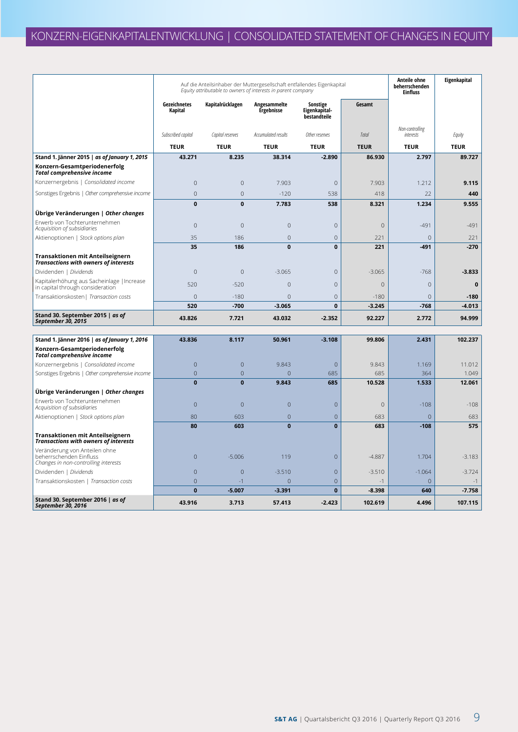# KONZERN-EIGENKAPITALENTWICKLUNG | CONSOLIDATED STATEMENT OF CHANGES IN EQUITY

| | Auf die Anteilsinhaber der Muttergesellschaft entfallendes Eigenkapital *Equity attributable to owners of interests in parent company* | | | | | Anteile ohne beherrschenden Einfluss | Eigenkapital |
|---|---|---|---|---|---|---|---|
| | Gezeichnetes Kapital | Kapitalrücklagen | Angesammelte Ergebnisse | Sonstige Eigenkapital-bestandteile | Gesamt | | |
| | *Subscribed capital* | *Capital reserves* | *Accumulated results* | *Other reserves* | *Total* | *Non-controlling interests* | *Equity* |
| | **TEUR** | **TEUR** | **TEUR** | **TEUR** | **TEUR** | **TEUR** | **TEUR** |
| **Stand 1. Jänner 2015 \| *as of January 1, 2015*** | **43.271** | **8.235** | **38.314** | **-2.890** | **86.930** | **2.797** | **89.727** |
| **Konzern-Gesamtperiodenerfolg** ***Total comprehensive income*** | | | | | | | |
| Konzernergebnis \| *Consolidated income* | 0 | 0 | 7.903 | 0 | 7.903 | 1.212 | **9.115** |
| Sonstiges Ergebnis \| *Other comprehensive income* | 0 | 0 | -120 | 538 | 418 | 22 | **440** |
| | **0** | **0** | **7.783** | **538** | **8.321** | **1.234** | **9.555** |
| **Übrige Veränderungen \| *Other changes*** | | | | | | | |
| Erwerb von Tochterunternehmen *Acquisition of subsidiaries* | 0 | 0 | 0 | 0 | 0 | -491 | -491 |
| Aktienoptionen \| *Stock options plan* | 35 | 186 | 0 | 0 | 221 | 0 | 221 |
| | **35** | **186** | **0** | **0** | **221** | **-491** | **-270** |
| **Transaktionen mit Anteilseignern** ***Transactions with owners of interests*** | | | | | | | |
| Dividenden \| *Dividends* | 0 | 0 | -3.065 | 0 | -3.065 | -768 | **-3.833** |
| Kapitalerhöhung aus Sacheinlage \| Increase in capital through consideration | 520 | -520 | 0 | 0 | 0 | 0 | **0** |
| Transaktionskosten \| *Transaction costs* | 0 | -180 | 0 | 0 | -180 | 0 | **-180** |
| | **520** | **-700** | **-3.065** | **0** | **-3.245** | **-768** | **-4.013** |
| **Stand 30. September 2015 \| *as of September 30, 2015*** | **43.826** | **7.721** | **43.032** | **-2.352** | **92.227** | **2.772** | **94.999** |
| | | | | | | | |
| **Stand 1. Jänner 2016 \| *as of January 1, 2016*** | **43.836** | **8.117** | **50.961** | **-3.108** | **99.806** | **2.431** | **102.237** |
| **Konzern-Gesamtperiodenerfolg** ***Total comprehensive income*** | | | | | | | |
| Konzernergebnis \| *Consolidated income* | 0 | 0 | 9.843 | 0 | 9.843 | 1.169 | 11.012 |
| Sonstiges Ergebnis \| *Other comprehensive income* | 0 | 0 | 0 | 685 | 685 | 364 | 1.049 |
| | **0** | **0** | **9.843** | **685** | **10.528** | **1.533** | **12.061** |
| **Übrige Veränderungen \| *Other changes*** | | | | | | | |
| Erwerb von Tochterunternehmen *Acquisition of subsidiaries* | 0 | 0 | 0 | 0 | 0 | -108 | -108 |
| Aktienoptionen \| *Stock options plan* | 80 | 603 | 0 | 0 | 683 | 0 | 683 |
| | **80** | **603** | **0** | **0** | **683** | **-108** | **575** |
| **Transaktionen mit Anteilseignern** ***Transactions with owners of interests*** | | | | | | | |
| Veränderung von Anteilen ohne beherrschenden Einfluss *Changes in non-controlling interests* | 0 | -5.006 | 119 | 0 | -4.887 | 1.704 | -3.183 |
| Dividenden \| *Dividends* | 0 | 0 | -3.510 | 0 | -3.510 | -1.064 | -3.724 |
| Transaktionskosten \| *Transaction costs* | 0 | -1 | 0 | 0 | -1 | 0 | -1 |
| | **0** | **-5.007** | **-3.391** | **0** | **-8.398** | **640** | **-7.758** |
| **Stand 30. September 2016 \| *as of September 30, 2016*** | **43.916** | **3.713** | **57.413** | **-2.423** | **102.619** | **4.496** | **107.115** |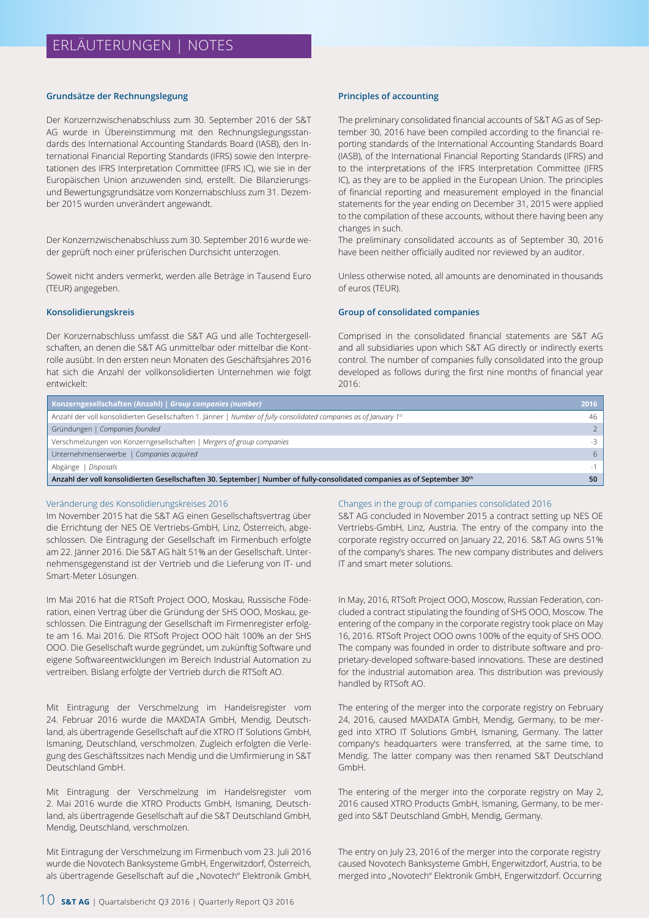# ERLÄUTERUNGEN | NOTES

### Grundsätze der Rechnungslegung

Der Konzernzwischenabschluss zum 30. September 2016 der S&T AG wurde in Übereinstimmung mit den Rechnungslegungsstandards des International Accounting Standards Board (IASB), den International Financial Reporting Standards (IFRS) sowie den Interpretationen des IFRS Interpretation Committee (IFRS IC), wie sie in der Europäischen Union anzuwenden sind, erstellt. Die Bilanzierungs- und Bewertungsgrundsätze vom Konzernabschluss zum 31. Dezember 2015 wurden unverändert angewandt.

Der Konzernzwischenabschluss zum 30. September 2016 wurde weder geprüft noch einer prüferischen Durchsicht unterzogen.

Soweit nicht anders vermerkt, werden alle Beträge in Tausend Euro (TEUR) angegeben.

### Konsolidierungskreis

Der Konzernabschluss umfasst die S&T AG und alle Tochtergesellschaften, an denen die S&T AG unmittelbar oder mittelbar die Kontrolle ausübt. In den ersten neun Monaten des Geschäftsjahres 2016 hat sich die Anzahl der vollkonsolidierten Unternehmen wie folgt entwickelt:

### Principles of accounting

The preliminary consolidated financial accounts of S&T AG as of September 30, 2016 have been compiled according to the financial reporting standards of the International Accounting Standards Board (IASB), of the International Financial Reporting Standards (IFRS) and to the interpretations of the IFRS Interpretation Committee (IFRS IC), as they are to be applied in the European Union. The principles of financial reporting and measurement employed in the financial statements for the year ending on December 31, 2015 were applied to the compilation of these accounts, without there having been any changes in such.

The preliminary consolidated accounts as of September 30, 2016 have been neither officially audited nor reviewed by an auditor.

Unless otherwise noted, all amounts are denominated in thousands of euros (TEUR).

### Group of consolidated companies

Comprised in the consolidated financial statements are S&T AG and all subsidiaries upon which S&T AG directly or indirectly exerts control. The number of companies fully consolidated into the group developed as follows during the first nine months of financial year 2016:

| Konzerngesellschaften (Anzahl) \| *Group companies (number)* | 2016 |
|---|---|
| Anzahl der voll konsolidierten Gesellschaften 1. Jänner \| *Number of fully-consolidated companies as of January 1st* | 46 |
| Gründungen \| *Companies founded* | 2 |
| Verschmelzungen von Konzerngesellschaften \| *Mergers of group companies* | -3 |
| Unternehmenserwerbe \| *Companies acquired* | 6 |
| Abgänge \| *Disposals* | -1 |
| **Anzahl der voll konsolidierten Gesellschaften 30. September\| Number of fully-consolidated companies as of September 30th** | **50** |

#### Veränderung des Konsolidierungskreises 2016

Im November 2015 hat die S&T AG einen Gesellschaftsvertrag über die Errichtung der NES OE Vertriebs-GmbH, Linz, Österreich, abgeschlossen. Die Eintragung der Gesellschaft im Firmenbuch erfolgte am 22. Jänner 2016. Die S&T AG hält 51% an der Gesellschaft. Unternehmensgegenstand ist der Vertrieb und die Lieferung von IT- und Smart-Meter Lösungen.

Im Mai 2016 hat die RTSoft Project OOO, Moskau, Russische Föderation, einen Vertrag über die Gründung der SHS OOO, Moskau, geschlossen. Die Eintragung der Gesellschaft im Firmenregister erfolgte am 16. Mai 2016. Die RTSoft Project OOO hält 100% an der SHS OOO. Die Gesellschaft wurde gegründet, um zukünftig Software und eigene Softwareentwicklungen im Bereich Industrial Automation zu vertreiben. Bislang erfolgte der Vertrieb durch die RTSoft AO.

Mit Eintragung der Verschmelzung im Handelsregister vom 24. Februar 2016 wurde die MAXDATA GmbH, Mendig, Deutschland, als übertragende Gesellschaft auf die XTRO IT Solutions GmbH, Ismaning, Deutschland, verschmolzen. Zugleich erfolgten die Verlegung des Geschäftssitzes nach Mendig und die Umfirmierung in S&T Deutschland GmbH.

Mit Eintragung der Verschmelzung im Handelsregister vom 2. Mai 2016 wurde die XTRO Products GmbH, Ismaning, Deutschland, als übertragende Gesellschaft auf die S&T Deutschland GmbH, Mendig, Deutschland, verschmolzen.

Mit Eintragung der Verschmelzung im Firmenbuch vom 23. Juli 2016 wurde die Novotech Banksysteme GmbH, Engerwitzdorf, Österreich, als übertragende Gesellschaft auf die „Novotech" Elektronik GmbH,

#### Changes in the group of companies consolidated 2016

S&T AG concluded in November 2015 a contract setting up NES OE Vertriebs-GmbH, Linz, Austria. The entry of the company into the corporate registry occurred on January 22, 2016. S&T AG owns 51% of the company's shares. The new company distributes and delivers IT and smart meter solutions.

In May, 2016, RTSoft Project OOO, Moscow, Russian Federation, concluded a contract stipulating the founding of SHS OOO, Moscow. The entering of the company in the corporate registry took place on May 16, 2016. RTSoft Project OOO owns 100% of the equity of SHS OOO. The company was founded in order to distribute software and proprietary-developed software-based innovations. These are destined for the industrial automation area. This distribution was previously handled by RTSoft AO.

The entering of the merger into the corporate registry on February 24, 2016, caused MAXDATA GmbH, Mendig, Germany, to be merged into XTRO IT Solutions GmbH, Ismaning, Germany. The latter company's headquarters were transferred, at the same time, to Mendig. The latter company was then renamed S&T Deutschland GmbH.

The entering of the merger into the corporate registry on May 2, 2016 caused XTRO Products GmbH, Ismaning, Germany, to be merged into S&T Deutschland GmbH, Mendig, Germany.

The entry on July 23, 2016 of the merger into the corporate registry caused Novotech Banksysteme GmbH, Engerwitzdorf, Austria, to be merged into „Novotech" Elektronik GmbH, Engerwitzdorf. Occurring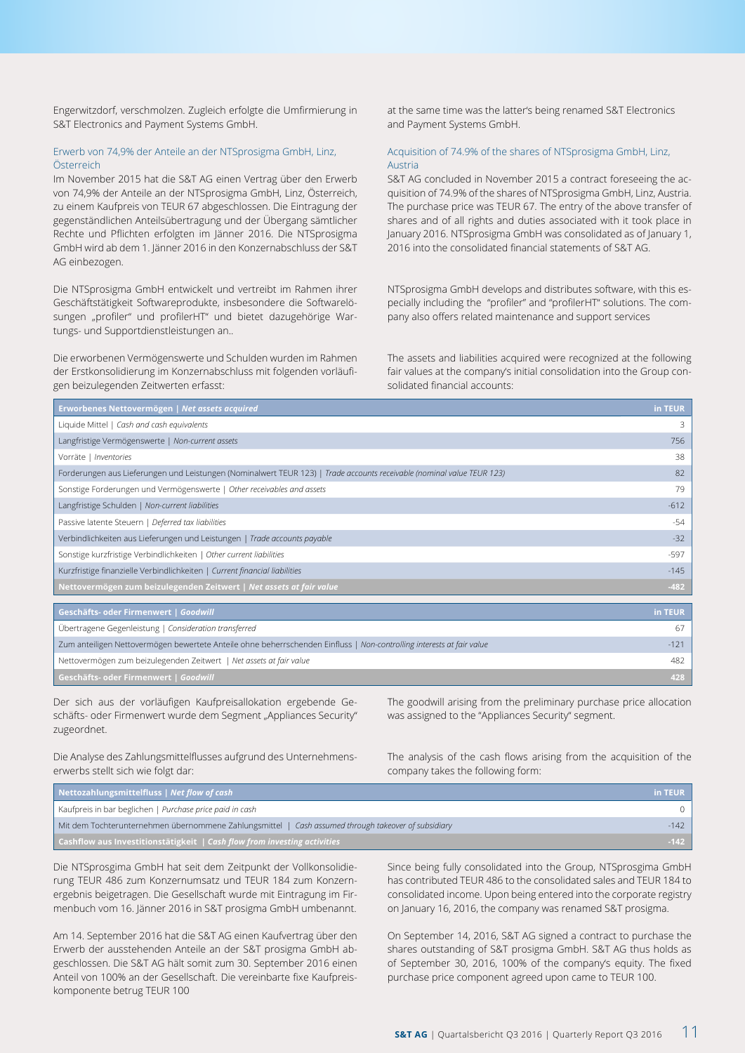Engerwitzdorf, verschmolzen. Zugleich erfolgte die Umfirmierung in S&T Electronics and Payment Systems GmbH.

at the same time was the latter's being renamed S&T Electronics and Payment Systems GmbH.

### Erwerb von 74,9% der Anteile an der NTSprosigma GmbH, Linz, Österreich

Im November 2015 hat die S&T AG einen Vertrag über den Erwerb von 74,9% der Anteile an der NTSprosigma GmbH, Linz, Österreich, zu einem Kaufpreis von TEUR 67 abgeschlossen. Die Eintragung der gegenständlichen Anteilsübertragung und der Übergang sämtlicher Rechte und Pflichten erfolgten im Jänner 2016. Die NTSprosigma GmbH wird ab dem 1. Jänner 2016 in den Konzernabschluss der S&T AG einbezogen.

Die NTSprosigma GmbH entwickelt und vertreibt im Rahmen ihrer Geschäftstätigkeit Softwareprodukte, insbesondere die Softwarelösungen „profiler" und profilerHT" und bietet dazugehörige Wartungs- und Supportdienstleistungen an..

Die erworbenen Vermögenswerte und Schulden wurden im Rahmen der Erstkonsolidierung im Konzernabschluss mit folgenden vorläufigen beizulegenden Zeitwerten erfasst:

### Acquisition of 74.9% of the shares of NTSprosigma GmbH, Linz, Austria

S&T AG concluded in November 2015 a contract foreseeing the acquisition of 74.9% of the shares of NTSprosigma GmbH, Linz, Austria. The purchase price was TEUR 67. The entry of the above transfer of shares and of all rights and duties associated with it took place in January 2016. NTSprosigma GmbH was consolidated as of January 1, 2016 into the consolidated financial statements of S&T AG.

NTSprosigma GmbH develops and distributes software, with this especially including the "profiler" and "profilerHT" solutions. The company also offers related maintenance and support services

The assets and liabilities acquired were recognized at the following fair values at the company's initial consolidation into the Group consolidated financial accounts:

| **Erworbenes Nettovermögen \| *Net assets acquired*** | **in TEUR** |
|---|---|
| Liquide Mittel \| *Cash and cash equivalents* | 3 |
| Langfristige Vermögenswerte \| *Non-current assets* | 756 |
| Vorräte \| *Inventories* | 38 |
| Forderungen aus Lieferungen und Leistungen (Nominalwert TEUR 123) \| *Trade accounts receivable (nominal value TEUR 123)* | 82 |
| Sonstige Forderungen und Vermögenswerte \| *Other receivables and assets* | 79 |
| Langfristige Schulden \| *Non-current liabilities* | -612 |
| Passive latente Steuern \| *Deferred tax liabilities* | -54 |
| Verbindlichkeiten aus Lieferungen und Leistungen \| *Trade accounts payable* | -32 |
| Sonstige kurzfristige Verbindlichkeiten \| *Other current liabilities* | -597 |
| Kurzfristige finanzielle Verbindlichkeiten \| *Current financial liabilities* | -145 |
| **Nettovermögen zum beizulegenden Zeitwert \| *Net assets at fair value*** | **-482** |

| **Geschäfts- oder Firmenwert \| *Goodwill*** | **in TEUR** |
|---|---|
| Übertragene Gegenleistung \| *Consideration transferred* | 67 |
| Zum anteiligen Nettovermögen bewertete Anteile ohne beherrschenden Einfluss \| *Non-controlling interests at fair value* | -121 |
| Nettovermögen zum beizulegenden Zeitwert \| *Net assets at fair value* | 482 |
| **Geschäfts- oder Firmenwert \| *Goodwill*** | **428** |

Der sich aus der vorläufigen Kaufpreisallokation ergebende Geschäfts- oder Firmenwert wurde dem Segment „Appliances Security" zugeordnet.

The goodwill arising from the preliminary purchase price allocation was assigned to the "Appliances Security" segment.

Die Analyse des Zahlungsmittelflusses aufgrund des Unternehmenserwerbs stellt sich wie folgt dar:

The analysis of the cash flows arising from the acquisition of the company takes the following form:

| **Nettozahlungsmittelfluss \| *Net flow of cash*** | **in TEUR** |
|---|---|
| Kaufpreis in bar beglichen \| *Purchase price paid in cash* | 0 |
| Mit dem Tochterunternehmen übernommene Zahlungsmittel \| *Cash assumed through takeover of subsidiary* | -142 |
| **Cashflow aus Investitionstätigkeit \| *Cash flow from investing activities*** | **-142** |

Die NTSprosgima GmbH hat seit dem Zeitpunkt der Vollkonsolidierung TEUR 486 zum Konzernumsatz und TEUR 184 zum Konzernergebnis beigetragen. Die Gesellschaft wurde mit Eintragung im Firmenbuch vom 16. Jänner 2016 in S&T prosigma GmbH umbenannt.

Since being fully consolidated into the Group, NTSprosgima GmbH has contributed TEUR 486 to the consolidated sales and TEUR 184 to consolidated income. Upon being entered into the corporate registry on January 16, 2016, the company was renamed S&T prosigma.

Am 14. September 2016 hat die S&T AG einen Kaufvertrag über den Erwerb der ausstehenden Anteile an der S&T prosigma GmbH abgeschlossen. Die S&T AG hält somit zum 30. September 2016 einen Anteil von 100% an der Gesellschaft. Die vereinbarte fixe Kaufpreiskomponente betrug TEUR 100

On September 14, 2016, S&T AG signed a contract to purchase the shares outstanding of S&T prosigma GmbH. S&T AG thus holds as of September 30, 2016, 100% of the company's equity. The fixed purchase price component agreed upon came to TEUR 100.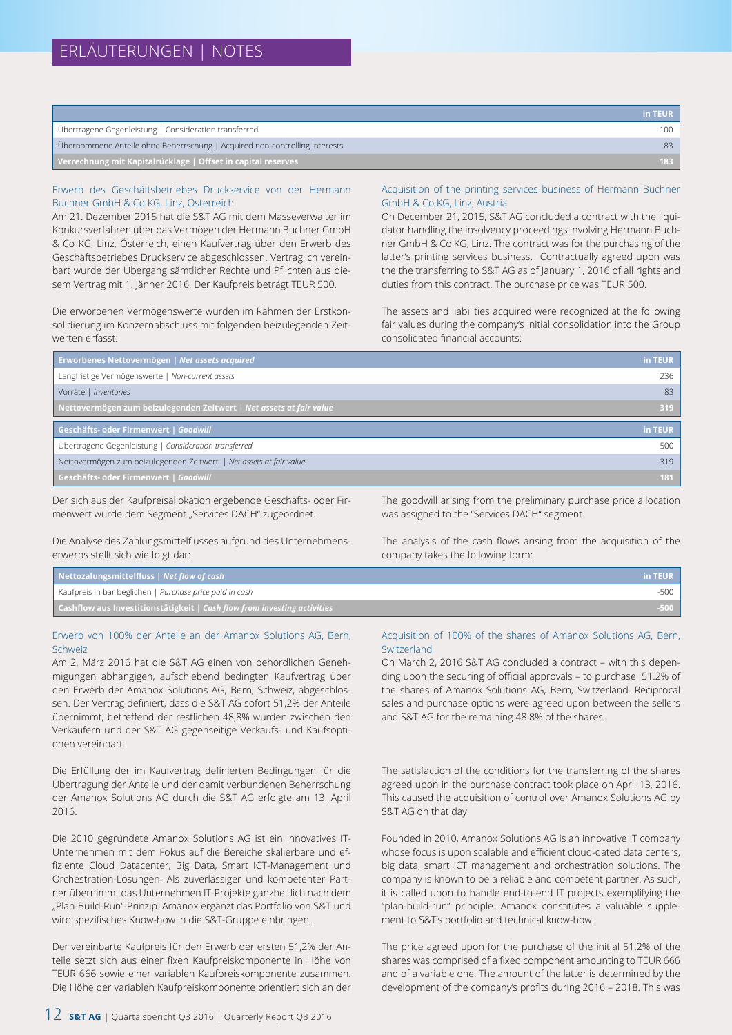| | in TEUR |
|---|---|
| Übertragene Gegenleistung \| Consideration transferred | 100 |
| Übernommene Anteile ohne Beherrschung \| Acquired non-controlling interests | 83 |
| **Verrechnung mit Kapitalrücklage \| Offset in capital reserves** | **183** |

### Erwerb des Geschäftsbetriebes Druckservice von der Hermann Buchner GmbH & Co KG, Linz, Österreich

Am 21. Dezember 2015 hat die S&T AG mit dem Masseverwalter im Konkursverfahren über das Vermögen der Hermann Buchner GmbH & Co KG, Linz, Österreich, einen Kaufvertrag über den Erwerb des Geschäftsbetriebes Druckservice abgeschlossen. Vertraglich vereinbart wurde der Übergang sämtlicher Rechte und Pflichten aus diesem Vertrag mit 1. Jänner 2016. Der Kaufpreis beträgt TEUR 500.

Die erworbenen Vermögenswerte wurden im Rahmen der Erstkonsolidierung im Konzernabschluss mit folgenden beizulegenden Zeitwerten erfasst:

### Acquisition of the printing services business of Hermann Buchner GmbH & Co KG, Linz, Austria

On December 21, 2015, S&T AG concluded a contract with the liquidator handling the insolvency proceedings involving Hermann Buchner GmbH & Co KG, Linz. The contract was for the purchasing of the latter's printing services business. Contractually agreed upon was the the transferring to S&T AG as of January 1, 2016 of all rights and duties from this contract. The purchase price was TEUR 500.

The assets and liabilities acquired were recognized at the following fair values during the company's initial consolidation into the Group consolidated financial accounts:

| **Erworbenes Nettovermögen \| *Net assets acquired*** | **in TEUR** |
|---|---|
| Langfristige Vermögenswerte \| *Non-current assets* | 236 |
| Vorräte \| *Inventories* | 83 |
| **Nettovermögen zum beizulegenden Zeitwert \| *Net assets at fair value*** | **319** |

| **Geschäfts- oder Firmenwert \| *Goodwill*** | **in TEUR** |
|---|---|
| Übertragene Gegenleistung \| *Consideration transferred* | 500 |
| Nettovermögen zum beizulegenden Zeitwert \| *Net assets at fair value* | -319 |
| **Geschäfts- oder Firmenwert \| *Goodwill*** | **181** |

Der sich aus der Kaufpreisallokation ergebende Geschäfts- oder Firmenwert wurde dem Segment „Services DACH" zugeordnet.

Die Analyse des Zahlungsmittelflusses aufgrund des Unternehmenserwerbs stellt sich wie folgt dar:

The goodwill arising from the preliminary purchase price allocation was assigned to the "Services DACH" segment.

The analysis of the cash flows arising from the acquisition of the company takes the following form:

| **Nettozahlungsmittelfluss \| *Net flow of cash*** | **in TEUR** |
|---|---|
| Kaufpreis in bar beglichen \| *Purchase price paid in cash* | -500 |
| **Cashflow aus Investitionstätigkeit \| *Cash flow from investing activities*** | **-500** |

### Erwerb von 100% der Anteile an der Amanox Solutions AG, Bern, Schweiz

Am 2. März 2016 hat die S&T AG einen von behördlichen Genehmigungen abhängigen, aufschiebend bedingten Kaufvertrag über den Erwerb der Amanox Solutions AG, Bern, Schweiz, abgeschlossen. Der Vertrag definiert, dass die S&T AG sofort 51,2% der Anteile übernimmt, betreffend der restlichen 48,8% wurden zwischen den Verkäufern und der S&T AG gegenseitige Verkaufs- und Kaufsoptionen vereinbart.

Die Erfüllung der im Kaufvertrag definierten Bedingungen für die Übertragung der Anteile und der damit verbundenen Beherrschung der Amanox Solutions AG durch die S&T AG erfolgte am 13. April 2016.

Die 2010 gegründete Amanox Solutions AG ist ein innovatives IT-Unternehmen mit dem Fokus auf die Bereiche skalierbare und effiziente Cloud Datacenter, Big Data, Smart ICT-Management und Orchestration-Lösungen. Als zuverlässiger und kompetenter Partner übernimmt das Unternehmen IT-Projekte ganzheitlich nach dem „Plan-Build-Run"-Prinzip. Amanox ergänzt das Portfolio von S&T und wird spezifisches Know-how in die S&T-Gruppe einbringen.

Der vereinbarte Kaufpreis für den Erwerb der ersten 51,2% der Anteile setzt sich aus einer fixen Kaufpreiskomponente in Höhe von TEUR 666 sowie einer variablen Kaufpreiskomponente zusammen. Die Höhe der variablen Kaufpreiskomponente orientiert sich an der

### Acquisition of 100% of the shares of Amanox Solutions AG, Bern, Switzerland

On March 2, 2016 S&T AG concluded a contract – with this depending upon the securing of official approvals – to purchase 51.2% of the shares of Amanox Solutions AG, Bern, Switzerland. Reciprocal sales and purchase options were agreed upon between the sellers and S&T AG for the remaining 48.8% of the shares..

The satisfaction of the conditions for the transferring of the shares agreed upon in the purchase contract took place on April 13, 2016. This caused the acquisition of control over Amanox Solutions AG by S&T AG on that day.

Founded in 2010, Amanox Solutions AG is an innovative IT company whose focus is upon scalable and efficient cloud-dated data centers, big data, smart ICT management and orchestration solutions. The company is known to be a reliable and competent partner. As such, it is called upon to handle end-to-end IT projects exemplifying the "plan-build-run" principle. Amanox constitutes a valuable supplement to S&T's portfolio and technical know-how.

The price agreed upon for the purchase of the initial 51.2% of the shares was comprised of a fixed component amounting to TEUR 666 and of a variable one. The amount of the latter is determined by the development of the company's profits during 2016 – 2018. This was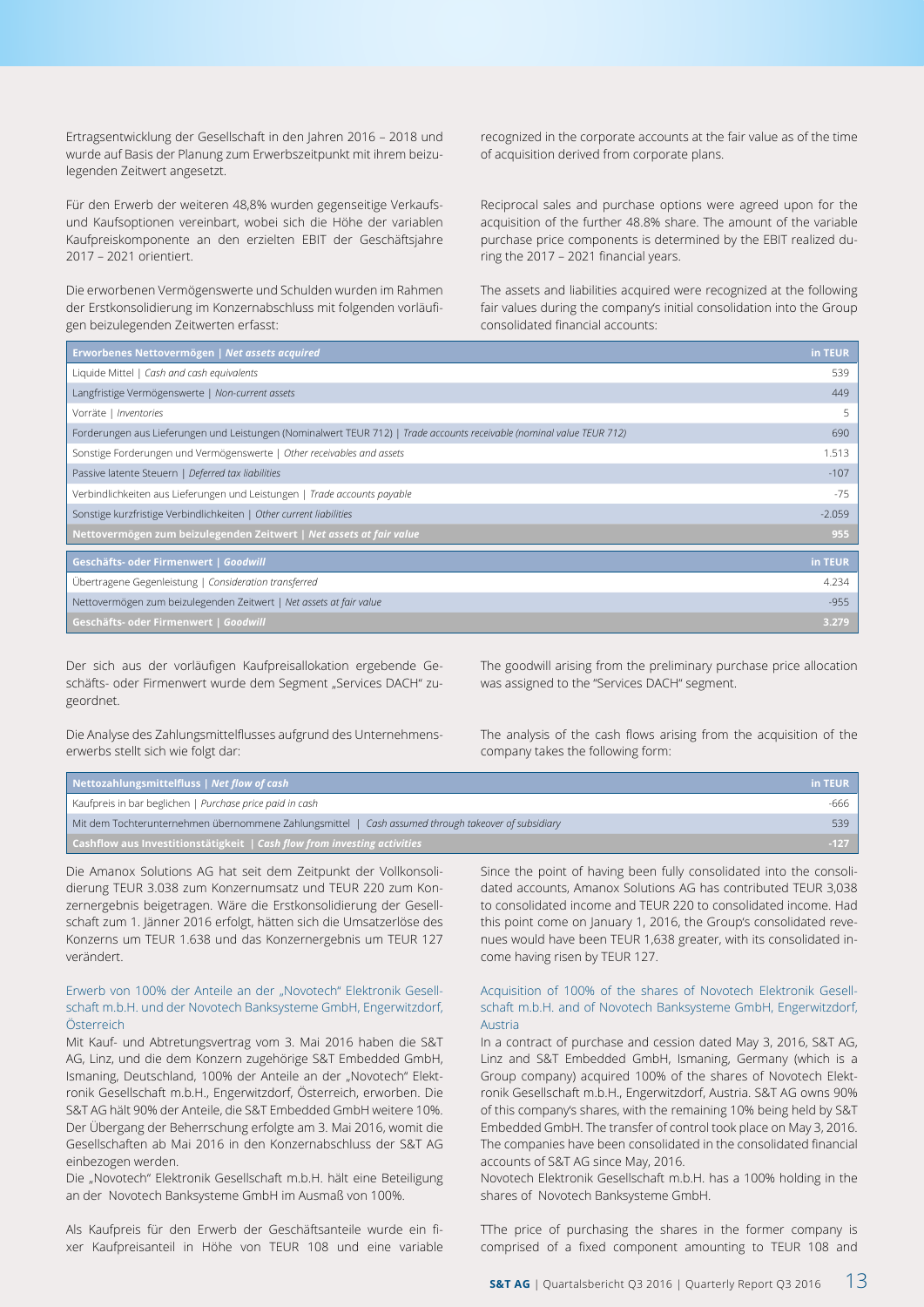Ertragsentwicklung der Gesellschaft in den Jahren 2016 – 2018 und wurde auf Basis der Planung zum Erwerbszeitpunkt mit ihrem beizulegenden Zeitwert angesetzt.

recognized in the corporate accounts at the fair value as of the time of acquisition derived from corporate plans.

Für den Erwerb der weiteren 48,8% wurden gegenseitige Verkaufs- und Kaufsoptionen vereinbart, wobei sich die Höhe der variablen Kaufpreiskomponente an den erzielten EBIT der Geschäftsjahre 2017 – 2021 orientiert.

Reciprocal sales and purchase options were agreed upon for the acquisition of the further 48.8% share. The amount of the variable purchase price components is determined by the EBIT realized during the 2017 – 2021 financial years.

Die erworbenen Vermögenswerte und Schulden wurden im Rahmen der Erstkonsolidierung im Konzernabschluss mit folgenden vorläufigen beizulegenden Zeitwerten erfasst:

The assets and liabilities acquired were recognized at the following fair values during the company's initial consolidation into the Group consolidated financial accounts:

| **Erworbenes Nettovermögen \| *Net assets acquired*** | **in TEUR** |
|---|---|
| Liquide Mittel \| *Cash and cash equivalents* | 539 |
| Langfristige Vermögenswerte \| *Non-current assets* | 449 |
| Vorräte \| *Inventories* | 5 |
| Forderungen aus Lieferungen und Leistungen (Nominalwert TEUR 712) \| *Trade accounts receivable (nominal value TEUR 712)* | 690 |
| Sonstige Forderungen und Vermögenswerte \| *Other receivables and assets* | 1.513 |
| Passive latente Steuern \| *Deferred tax liabilities* | -107 |
| Verbindlichkeiten aus Lieferungen und Leistungen \| *Trade accounts payable* | -75 |
| Sonstige kurzfristige Verbindlichkeiten \| *Other current liabilities* | -2.059 |
| **Nettovermögen zum beizulegenden Zeitwert \| *Net assets at fair value*** | **955** |

| **Geschäfts- oder Firmenwert \| *Goodwill*** | **in TEUR** |
|---|---|
| Übertragene Gegenleistung \| *Consideration transferred* | 4.234 |
| Nettovermögen zum beizulegenden Zeitwert \| *Net assets at fair value* | -955 |
| **Geschäfts- oder Firmenwert \| *Goodwill*** | **3.279** |

Der sich aus der vorläufigen Kaufpreisallokation ergebende Geschäfts- oder Firmenwert wurde dem Segment „Services DACH" zugeordnet.

The goodwill arising from the preliminary purchase price allocation was assigned to the "Services DACH" segment.

Die Analyse des Zahlungsmittelflusses aufgrund des Unternehmenserwerbs stellt sich wie folgt dar:

The analysis of the cash flows arising from the acquisition of the company takes the following form:

| **Nettozahlungsmittelfluss \| *Net flow of cash*** | **in TEUR** |
|---|---|
| Kaufpreis in bar beglichen \| *Purchase price paid in cash* | -666 |
| Mit dem Tochterunternehmen übernommene Zahlungsmittel \| *Cash assumed through takeover of subsidiary* | 539 |
| **Cashflow aus Investitionstätigkeit \| *Cash flow from investing activities*** | **-127** |

Die Amanox Solutions AG hat seit dem Zeitpunkt der Vollkonsolidierung TEUR 3.038 zum Konzernumsatz und TEUR 220 zum Konzernergebnis beigetragen. Wäre die Erstkonsolidierung der Gesellschaft zum 1. Jänner 2016 erfolgt, hätten sich die Umsatzerlöse des Konzerns um TEUR 1.638 und das Konzernergebnis um TEUR 127 verändert.

Since the point of having been fully consolidated into the consolidated accounts, Amanox Solutions AG has contributed TEUR 3,038 to consolidated income and TEUR 220 to consolidated income. Had this point come on January 1, 2016, the Group's consolidated revenues would have been TEUR 1,638 greater, with its consolidated income having risen by TEUR 127.

### Erwerb von 100% der Anteile an der „Novotech" Elektronik Gesellschaft m.b.H. und der Novotech Banksysteme GmbH, Engerwitzdorf, Österreich

Mit Kauf- und Abtretungsvertrag vom 3. Mai 2016 haben die S&T AG, Linz, und die dem Konzern zugehörige S&T Embedded GmbH, Ismaning, Deutschland, 100% der Anteile an der „Novotech" Elektronik Gesellschaft m.b.H., Engerwitzdorf, Österreich, erworben. Die S&T AG hält 90% der Anteile, die S&T Embedded GmbH weitere 10%. Der Übergang der Beherrschung erfolgte am 3. Mai 2016, womit die Gesellschaften ab Mai 2016 in den Konzernabschluss der S&T AG einbezogen werden.
Die „Novotech" Elektronik Gesellschaft m.b.H. hält eine Beteiligung an der Novotech Banksysteme GmbH im Ausmaß von 100%.

Als Kaufpreis für den Erwerb der Geschäftsanteile wurde ein fixer Kaufpreisanteil in Höhe von TEUR 108 und eine variable

### Acquisition of 100% of the shares of Novotech Elektronik Gesellschaft m.b.H. and of Novotech Banksysteme GmbH, Engerwitzdorf, Austria

In a contract of purchase and cession dated May 3, 2016, S&T AG, Linz and S&T Embedded GmbH, Ismaning, Germany (which is a Group company) acquired 100% of the shares of Novotech Elektronik Gesellschaft m.b.H., Engerwitzdorf, Austria. S&T AG owns 90% of this company's shares, with the remaining 10% being held by S&T Embedded GmbH. The transfer of control took place on May 3, 2016. The companies have been consolidated in the consolidated financial accounts of S&T AG since May, 2016.
Novotech Elektronik Gesellschaft m.b.H. has a 100% holding in the shares of Novotech Banksysteme GmbH.

TThe price of purchasing the shares in the former company is comprised of a fixed component amounting to TEUR 108 and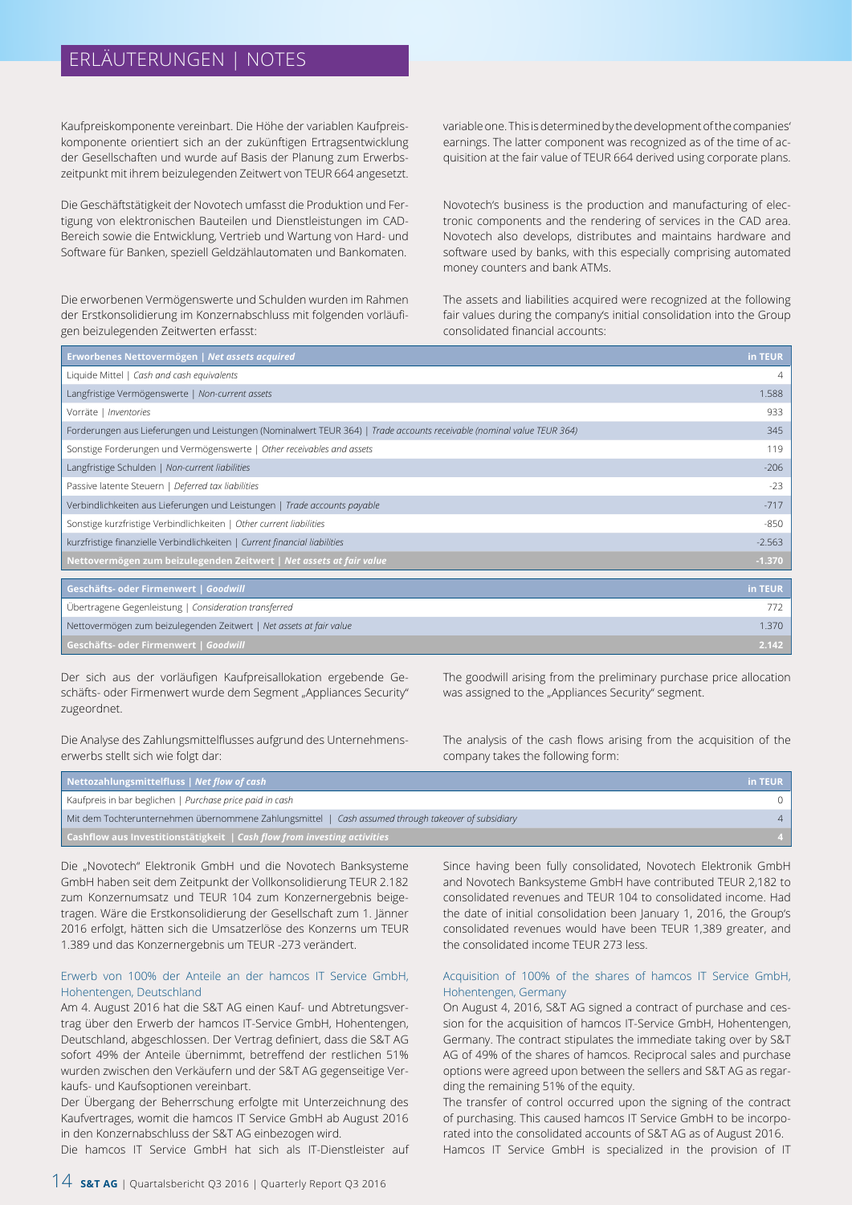## ERLÄUTERUNGEN | NOTES

Kaufpreiskomponente vereinbart. Die Höhe der variablen Kaufpreiskomponente orientiert sich an der zukünftigen Ertragsentwicklung der Gesellschaften und wurde auf Basis der Planung zum Erwerbszeitpunkt mit ihrem beizulegenden Zeitwert von TEUR 664 angesetzt.

variable one. This is determined by the development of the companies' earnings. The latter component was recognized as of the time of acquisition at the fair value of TEUR 664 derived using corporate plans.

Die Geschäftstätigkeit der Novotech umfasst die Produktion und Fertigung von elektronischen Bauteilen und Dienstleistungen im CAD-Bereich sowie die Entwicklung, Vertrieb und Wartung von Hard- und Software für Banken, speziell Geldzählautomaten und Bankomaten.

Novotech's business is the production and manufacturing of electronic components and the rendering of services in the CAD area. Novotech also develops, distributes and maintains hardware and software used by banks, with this especially comprising automated money counters and bank ATMs.

Die erworbenen Vermögenswerte und Schulden wurden im Rahmen der Erstkonsolidierung im Konzernabschluss mit folgenden vorläufigen beizulegenden Zeitwerten erfasst:

The assets and liabilities acquired were recognized at the following fair values during the company's initial consolidation into the Group consolidated financial accounts:

| **Erworbenes Nettovermögen \| *Net assets acquired*** | **in TEUR** |
|---|---|
| Liquide Mittel \| *Cash and cash equivalents* | 4 |
| Langfristige Vermögenswerte \| *Non-current assets* | 1.588 |
| Vorräte \| *Inventories* | 933 |
| Forderungen aus Lieferungen und Leistungen (Nominalwert TEUR 364) \| *Trade accounts receivable (nominal value TEUR 364)* | 345 |
| Sonstige Forderungen und Vermögenswerte \| *Other receivables and assets* | 119 |
| Langfristige Schulden \| *Non-current liabilities* | -206 |
| Passive latente Steuern \| *Deferred tax liabilities* | -23 |
| Verbindlichkeiten aus Lieferungen und Leistungen \| *Trade accounts payable* | -717 |
| Sonstige kurzfristige Verbindlichkeiten \| *Other current liabilities* | -850 |
| kurzfristige finanzielle Verbindlichkeiten \| *Current financial liabilities* | -2.563 |
| **Nettovermögen zum beizulegenden Zeitwert \| *Net assets at fair value*** | **-1.370** |

| **Geschäfts- oder Firmenwert \| *Goodwill*** | **in TEUR** |
|---|---|
| Übertragene Gegenleistung \| *Consideration transferred* | 772 |
| Nettovermögen zum beizulegenden Zeitwert \| *Net assets at fair value* | 1.370 |
| **Geschäfts- oder Firmenwert \| *Goodwill*** | **2.142** |

Der sich aus der vorläufigen Kaufpreisallokation ergebende Geschäfts- oder Firmenwert wurde dem Segment „Appliances Security" zugeordnet.

The goodwill arising from the preliminary purchase price allocation was assigned to the „Appliances Security" segment.

Die Analyse des Zahlungsmittelflusses aufgrund des Unternehmenserwerbs stellt sich wie folgt dar:

The analysis of the cash flows arising from the acquisition of the company takes the following form:

| **Nettozahlungsmittelfluss \| *Net flow of cash*** | **in TEUR** |
|---|---|
| Kaufpreis in bar beglichen \| *Purchase price paid in cash* | 0 |
| Mit dem Tochterunternehmen übernommene Zahlungsmittel \| *Cash assumed through takeover of subsidiary* | 4 |
| **Cashflow aus Investitionstätigkeit \| *Cash flow from investing activities*** | **4** |

Die „Novotech" Elektronik GmbH und die Novotech Banksysteme GmbH haben seit dem Zeitpunkt der Vollkonsolidierung TEUR 2.182 zum Konzernumsatz und TEUR 104 zum Konzernergebnis beigetragen. Wäre die Erstkonsolidierung der Gesellschaft zum 1. Jänner 2016 erfolgt, hätten sich die Umsatzerlöse des Konzerns um TEUR 1.389 und das Konzernergebnis um TEUR -273 verändert.

Since having been fully consolidated, Novotech Elektronik GmbH and Novotech Banksysteme GmbH have contributed TEUR 2,182 to consolidated revenues and TEUR 104 to consolidated income. Had the date of initial consolidation been January 1, 2016, the Group's consolidated revenues would have been TEUR 1,389 greater, and the consolidated income TEUR 273 less.

### Erwerb von 100% der Anteile an der hamcos IT Service GmbH, Hohentengen, Deutschland

Am 4. August 2016 hat die S&T AG einen Kauf- und Abtretungsvertrag über den Erwerb der hamcos IT-Service GmbH, Hohentengen, Deutschland, abgeschlossen. Der Vertrag definiert, dass die S&T AG sofort 49% der Anteile übernimmt, betreffend der restlichen 51% wurden zwischen den Verkäufern und der S&T AG gegenseitige Verkaufs- und Kaufsoptionen vereinbart.

Der Übergang der Beherrschung erfolgte mit Unterzeichnung des Kaufvertrages, womit die hamcos IT Service GmbH ab August 2016 in den Konzernabschluss der S&T AG einbezogen wird.

Die hamcos IT Service GmbH hat sich als IT-Dienstleister auf

### Acquisition of 100% of the shares of hamcos IT Service GmbH, Hohentengen, Germany

On August 4, 2016, S&T AG signed a contract of purchase and cession for the acquisition of hamcos IT-Service GmbH, Hohentengen, Germany. The contract stipulates the immediate taking over by S&T AG of 49% of the shares of hamcos. Reciprocal sales and purchase options were agreed upon between the sellers and S&T AG as regarding the remaining 51% of the equity.

The transfer of control occurred upon the signing of the contract of purchasing. This caused hamcos IT Service GmbH to be incorporated into the consolidated accounts of S&T AG as of August 2016.

Hamcos IT Service GmbH is specialized in the provision of IT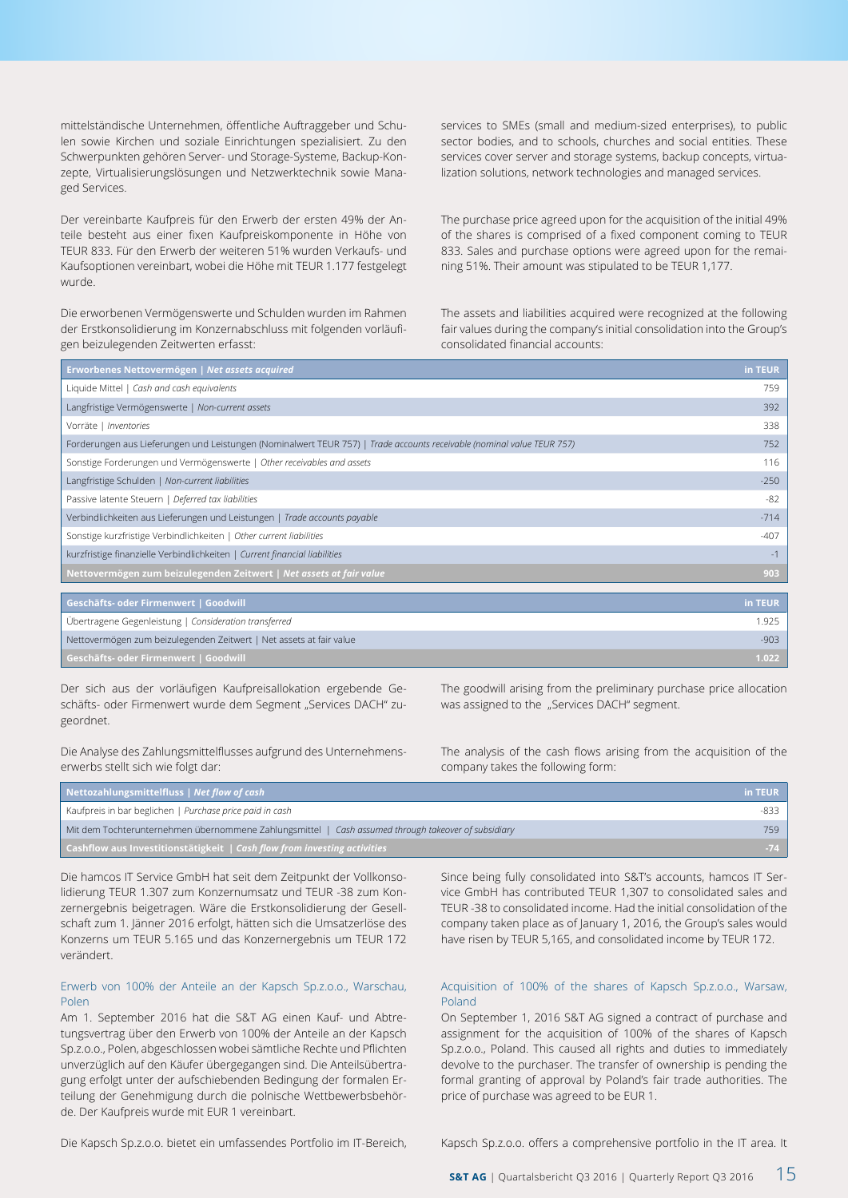mittelständische Unternehmen, öffentliche Auftraggeber und Schulen sowie Kirchen und soziale Einrichtungen spezialisiert. Zu den Schwerpunkten gehören Server- und Storage-Systeme, Backup-Konzepte, Virtualisierungslösungen und Netzwerktechnik sowie Managed Services.

services to SMEs (small and medium-sized enterprises), to public sector bodies, and to schools, churches and social entities. These services cover server and storage systems, backup concepts, virtualization solutions, network technologies and managed services.

Der vereinbarte Kaufpreis für den Erwerb der ersten 49% der Anteile besteht aus einer fixen Kaufpreiskomponente in Höhe von TEUR 833. Für den Erwerb der weiteren 51% wurden Verkaufs- und Kaufsoptionen vereinbart, wobei die Höhe mit TEUR 1.177 festgelegt wurde.

The purchase price agreed upon for the acquisition of the initial 49% of the shares is comprised of a fixed component coming to TEUR 833. Sales and purchase options were agreed upon for the remaining 51%. Their amount was stipulated to be TEUR 1,177.

Die erworbenen Vermögenswerte und Schulden wurden im Rahmen der Erstkonsolidierung im Konzernabschluss mit folgenden vorläufigen beizulegenden Zeitwerten erfasst:

The assets and liabilities acquired were recognized at the following fair values during the company's initial consolidation into the Group's consolidated financial accounts:

| **Erworbenes Nettovermögen \| *Net assets acquired*** | **in TEUR** |
|---|---|
| Liquide Mittel \| *Cash and cash equivalents* | 759 |
| Langfristige Vermögenswerte \| *Non-current assets* | 392 |
| Vorräte \| *Inventories* | 338 |
| Forderungen aus Lieferungen und Leistungen (Nominalwert TEUR 757) \| *Trade accounts receivable (nominal value TEUR 757)* | 752 |
| Sonstige Forderungen und Vermögenswerte \| *Other receivables and assets* | 116 |
| Langfristige Schulden \| *Non-current liabilities* | -250 |
| Passive latente Steuern \| *Deferred tax liabilities* | -82 |
| Verbindlichkeiten aus Lieferungen und Leistungen \| *Trade accounts payable* | -714 |
| Sonstige kurzfristige Verbindlichkeiten \| *Other current liabilities* | -407 |
| kurzfristige finanzielle Verbindlichkeiten \| *Current financial liabilities* | -1 |
| **Nettovermögen zum beizulegenden Zeitwert \| *Net assets at fair value*** | **903** |

| **Geschäfts- oder Firmenwert \| Goodwill** | **in TEUR** |
|---|---|
| Übertragene Gegenleistung \| *Consideration transferred* | 1.925 |
| Nettovermögen zum beizulegenden Zeitwert \| Net assets at fair value | -903 |
| **Geschäfts- oder Firmenwert \| Goodwill** | **1.022** |

Der sich aus der vorläufigen Kaufpreisallokation ergebende Geschäfts- oder Firmenwert wurde dem Segment „Services DACH" zugeordnet.

The goodwill arising from the preliminary purchase price allocation was assigned to the „Services DACH" segment.

Die Analyse des Zahlungsmittelflusses aufgrund des Unternehmenserwerbs stellt sich wie folgt dar:

The analysis of the cash flows arising from the acquisition of the company takes the following form:

| **Nettozahlungsmittelfluss \| *Net flow of cash*** | **in TEUR** |
|---|---|
| Kaufpreis in bar beglichen \| *Purchase price paid in cash* | -833 |
| Mit dem Tochterunternehmen übernommene Zahlungsmittel \| *Cash assumed through takeover of subsidiary* | 759 |
| **Cashflow aus Investitionstätigkeit \| *Cash flow from investing activities*** | **-74** |

Die hamcos IT Service GmbH hat seit dem Zeitpunkt der Vollkonsolidierung TEUR 1.307 zum Konzernumsatz und TEUR -38 zum Konzernergebnis beigetragen. Wäre die Erstkonsolidierung der Gesellschaft zum 1. Jänner 2016 erfolgt, hätten sich die Umsatzerlöse des Konzerns um TEUR 5.165 und das Konzernergebnis um TEUR 172 verändert.

Since being fully consolidated into S&T's accounts, hamcos IT Service GmbH has contributed TEUR 1,307 to consolidated sales and TEUR -38 to consolidated income. Had the initial consolidation of the company taken place as of January 1, 2016, the Group's sales would have risen by TEUR 5,165, and consolidated income by TEUR 172.

### Erwerb von 100% der Anteile an der Kapsch Sp.z.o.o., Warschau, Polen

Am 1. September 2016 hat die S&T AG einen Kauf- und Abtretungsvertrag über den Erwerb von 100% der Anteile an der Kapsch Sp.z.o.o., Polen, abgeschlossen wobei sämtliche Rechte und Pflichten unverzüglich auf den Käufer übergegangen sind. Die Anteilsübertragung erfolgt unter der aufschiebenden Bedingung der formalen Erteilung der Genehmigung durch die polnische Wettbewerbsbehörde. Der Kaufpreis wurde mit EUR 1 vereinbart.

### Acquisition of 100% of the shares of Kapsch Sp.z.o.o., Warsaw, Poland

On September 1, 2016 S&T AG signed a contract of purchase and assignment for the acquisition of 100% of the shares of Kapsch Sp.z.o.o., Poland. This caused all rights and duties to immediately devolve to the purchaser. The transfer of ownership is pending the formal granting of approval by Poland's fair trade authorities. The price of purchase was agreed to be EUR 1.

Die Kapsch Sp.z.o.o. bietet ein umfassendes Portfolio im IT-Bereich,

Kapsch Sp.z.o.o. offers a comprehensive portfolio in the IT area. It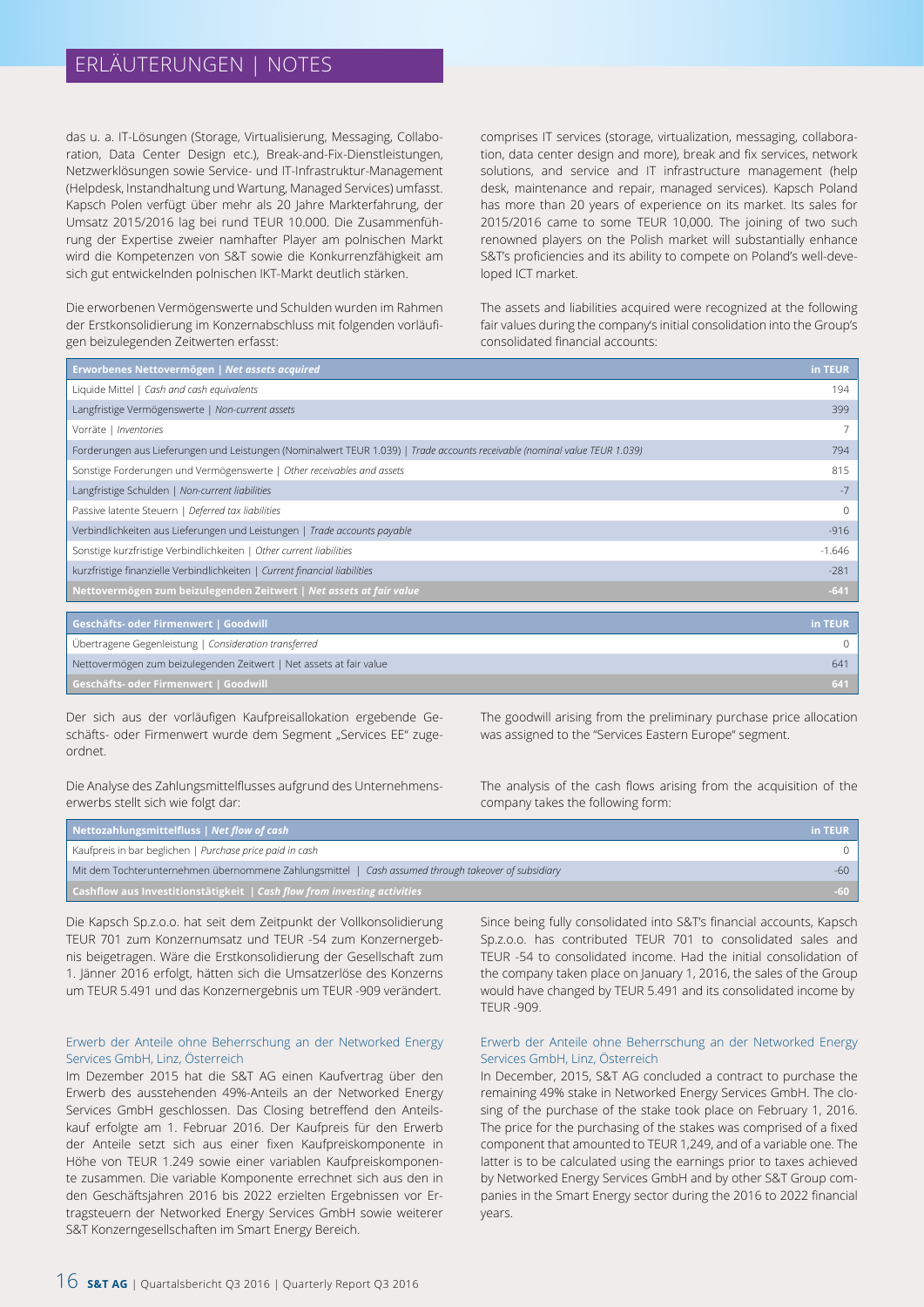das u. a. IT-Lösungen (Storage, Virtualisierung, Messaging, Collaboration, Data Center Design etc.), Break-and-Fix-Dienstleistungen, Netzwerklösungen sowie Service- und IT-Infrastruktur-Management (Helpdesk, Instandhaltung und Wartung, Managed Services) umfasst. Kapsch Polen verfügt über mehr als 20 Jahre Markterfahrung, der Umsatz 2015/2016 lag bei rund TEUR 10.000. Die Zusammenführung der Expertise zweier namhafter Player am polnischen Markt wird die Kompetenzen von S&T sowie die Konkurrenzfähigkeit am sich gut entwickelnden polnischen IKT-Markt deutlich stärken.

Die erworbenen Vermögenswerte und Schulden wurden im Rahmen der Erstkonsolidierung im Konzernabschluss mit folgenden vorläufigen beizulegenden Zeitwerten erfasst:

comprises IT services (storage, virtualization, messaging, collaboration, data center design and more), break and fix services, network solutions, and service and IT infrastructure management (help desk, maintenance and repair, managed services). Kapsch Poland has more than 20 years of experience on its market. Its sales for 2015/2016 came to some TEUR 10,000. The joining of two such renowned players on the Polish market will substantially enhance S&T's proficiencies and its ability to compete on Poland's well-developed ICT market.

The assets and liabilities acquired were recognized at the following fair values during the company's initial consolidation into the Group's consolidated financial accounts:

| **Erworbenes Nettovermögen \| *Net assets acquired*** | **in TEUR** |
|---|---|
| Liquide Mittel \| *Cash and cash equivalents* | 194 |
| Langfristige Vermögenswerte \| *Non-current assets* | 399 |
| Vorräte \| *Inventories* | 7 |
| Forderungen aus Lieferungen und Leistungen (Nominalwert TEUR 1.039) \| *Trade accounts receivable (nominal value TEUR 1.039)* | 794 |
| Sonstige Forderungen und Vermögenswerte \| *Other receivables and assets* | 815 |
| Langfristige Schulden \| *Non-current liabilities* | -7 |
| Passive latente Steuern \| *Deferred tax liabilities* | 0 |
| Verbindlichkeiten aus Lieferungen und Leistungen \| *Trade accounts payable* | -916 |
| Sonstige kurzfristige Verbindlichkeiten \| *Other current liabilities* | -1.646 |
| kurzfristige finanzielle Verbindlichkeiten \| *Current financial liabilities* | -281 |
| **Nettovermögen zum beizulegenden Zeitwert \| *Net assets at fair value*** | **-641** |

| **Geschäfts- oder Firmenwert \| Goodwill** | **in TEUR** |
|---|---|
| Übertragene Gegenleistung \| *Consideration transferred* | 0 |
| Nettovermögen zum beizulegenden Zeitwert \| Net assets at fair value | 641 |
| **Geschäfts- oder Firmenwert \| Goodwill** | **641** |

Der sich aus der vorläufigen Kaufpreisallokation ergebende Geschäfts- oder Firmenwert wurde dem Segment „Services EE" zugeordnet.

The goodwill arising from the preliminary purchase price allocation was assigned to the "Services Eastern Europe" segment.

Die Analyse des Zahlungsmittelflusses aufgrund des Unternehmenserwerbs stellt sich wie folgt dar:

The analysis of the cash flows arising from the acquisition of the company takes the following form:

| **Nettozahlungsmittelfluss \| *Net flow of cash*** | **in TEUR** |
|---|---|
| Kaufpreis in bar beglichen \| *Purchase price paid in cash* | 0 |
| Mit dem Tochterunternehmen übernommene Zahlungsmittel \| *Cash assumed through takeover of subsidiary* | -60 |
| **Cashflow aus Investitionstätigkeit \| *Cash flow from investing activities*** | **-60** |

Die Kapsch Sp.z.o.o. hat seit dem Zeitpunkt der Vollkonsolidierung TEUR 701 zum Konzernumsatz und TEUR -54 zum Konzernergebnis beigetragen. Wäre die Erstkonsolidierung der Gesellschaft zum 1. Jänner 2016 erfolgt, hätten sich die Umsatzerlöse des Konzerns um TEUR 5.491 und das Konzernergebnis um TEUR -909 verändert.

Since being fully consolidated into S&T's financial accounts, Kapsch Sp.z.o.o. has contributed TEUR 701 to consolidated sales and TEUR -54 to consolidated income. Had the initial consolidation of the company taken place on January 1, 2016, the sales of the Group would have changed by TEUR 5.491 and its consolidated income by TEUR -909.

### Erwerb der Anteile ohne Beherrschung an der Networked Energy Services GmbH, Linz, Österreich

Im Dezember 2015 hat die S&T AG einen Kaufvertrag über den Erwerb des ausstehenden 49%-Anteils an der Networked Energy Services GmbH geschlossen. Das Closing betreffend den Anteilskauf erfolgte am 1. Februar 2016. Der Kaufpreis für den Erwerb der Anteile setzt sich aus einer fixen Kaufpreiskomponente in Höhe von TEUR 1.249 sowie einer variablen Kaufpreiskomponente zusammen. Die variable Komponente errechnet sich aus den in den Geschäftsjahren 2016 bis 2022 erzielten Ergebnissen vor Ertragsteuern der Networked Energy Services GmbH sowie weiterer S&T Konzerngesellschaften im Smart Energy Bereich.

### Erwerb der Anteile ohne Beherrschung an der Networked Energy Services GmbH, Linz, Österreich

In December, 2015, S&T AG concluded a contract to purchase the remaining 49% stake in Networked Energy Services GmbH. The closing of the purchase of the stake took place on February 1, 2016. The price for the purchasing of the stakes was comprised of a fixed component that amounted to TEUR 1,249, and of a variable one. The latter is to be calculated using the earnings prior to taxes achieved by Networked Energy Services GmbH and by other S&T Group companies in the Smart Energy sector during the 2016 to 2022 financial years.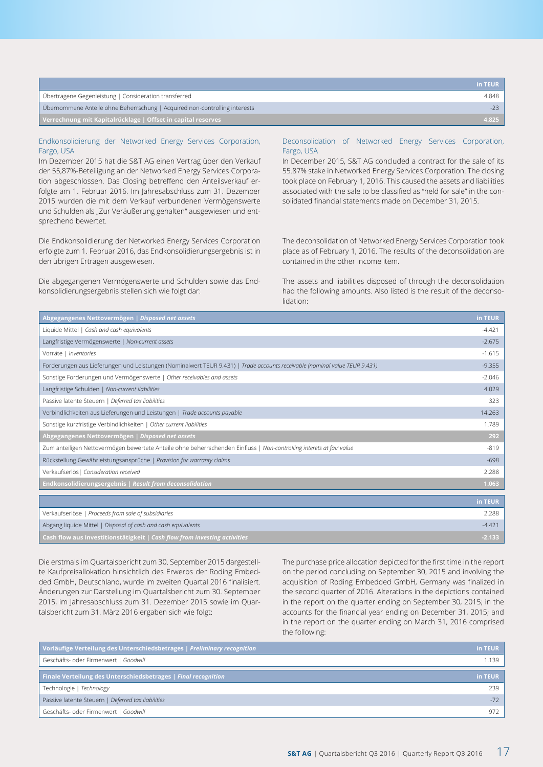| | in TEUR |
|---|---:|
| Übertragene Gegenleistung \| Consideration transferred | 4.848 |
| Übernommene Anteile ohne Beherrschung \| Acquired non-controlling interests | -23 |
| **Verrechnung mit Kapitalrücklage \| Offset in capital reserves** | **4.825** |

### Endkonsolidierung der Networked Energy Services Corporation, Fargo, USA

Im Dezember 2015 hat die S&T AG einen Vertrag über den Verkauf der 55,87%-Beteiligung an der Networked Energy Services Corporation abgeschlossen. Das Closing betreffend den Anteilsverkauf erfolgte am 1. Februar 2016. Im Jahresabschluss zum 31. Dezember 2015 wurden die mit dem Verkauf verbundenen Vermögenswerte und Schulden als „Zur Veräußerung gehalten" ausgewiesen und entsprechend bewertet.

Die Endkonsolidierung der Networked Energy Services Corporation erfolgte zum 1. Februar 2016, das Endkonsolidierungsergebnis ist in den übrigen Erträgen ausgewiesen.

Die abgegangenen Vermögenswerte und Schulden sowie das Endkonsolidierungsergebnis stellen sich wie folgt dar:

### Deconsolidation of Networked Energy Services Corporation, Fargo, USA

In December 2015, S&T AG concluded a contract for the sale of its 55.87% stake in Networked Energy Services Corporation. The closing took place on February 1, 2016. This caused the assets and liabilities associated with the sale to be classified as "held for sale" in the consolidated financial statements made on December 31, 2015.

The deconsolidation of Networked Energy Services Corporation took place as of February 1, 2016. The results of the deconsolidation are contained in the other income item.

The assets and liabilities disposed of through the deconsolidation had the following amounts. Also listed is the result of the deconsolidation:

| **Abgegangenes Nettovermögen \| *Disposed net assets*** | in TEUR |
|---|---:|
| Liquide Mittel \| *Cash and cash equivalents* | -4.421 |
| Langfristige Vermögenswerte \| *Non-current assets* | -2.675 |
| Vorräte \| *Inventories* | -1.615 |
| Forderungen aus Lieferungen und Leistungen (Nominalwert TEUR 9.431) \| *Trade accounts receivable (nominal value TEUR 9.431)* | -9.355 |
| Sonstige Forderungen und Vermögenswerte \| *Other receivables and assets* | -2.046 |
| Langfristige Schulden \| *Non-current liabilities* | 4.029 |
| Passive latente Steuern \| *Deferred tax liabilities* | 323 |
| Verbindlichkeiten aus Lieferungen und Leistungen \| *Trade accounts payable* | 14.263 |
| Sonstige kurzfristige Verbindlichkeiten \| *Other current liabilities* | 1.789 |
| **Abgegangenes Nettovermögen \| *Disposed net assets*** | **292** |
| Zum anteiligen Nettovermögen bewertete Anteile ohne beherrschenden Einfluss \| *Non-controlling interets at fair value* | -819 |
| Rückstellung Gewährleistungsansprüche \| *Provision for warranty claims* | -698 |
| Verkaufserlös\| *Consideration received* | 2.288 |
| **Endkonsolidierungsergebnis \| *Result from deconsolidation*** | **1.063** |

| | in TEUR |
|---|---:|
| Verkaufserlöse \| *Proceeds from sale of subsidiaries* | 2.288 |
| Abgang liquide Mittel \| *Disposal of cash and cash equivalents* | -4.421 |
| **Cash flow aus Investitionstätigkeit \| *Cash flow from investing activities*** | **-2.133** |

Die erstmals im Quartalsbericht zum 30. September 2015 dargestellte Kaufpreisallokation hinsichtlich des Erwerbs der Roding Embedded GmbH, Deutschland, wurde im zweiten Quartal 2016 finalisiert. Änderungen zur Darstellung im Quartalsbericht zum 30. September 2015, im Jahresabschluss zum 31. Dezember 2015 sowie im Quartalsbericht zum 31. März 2016 ergaben sich wie folgt:

The purchase price allocation depicted for the first time in the report on the period concluding on September 30, 2015 and involving the acquisition of Roding Embedded GmbH, Germany was finalized in the second quarter of 2016. Alterations in the depictions contained in the report on the quarter ending on September 30, 2015; in the accounts for the financial year ending on December 31, 2015; and in the report on the quarter ending on March 31, 2016 comprised the following:

| **Vorläufige Verteilung des Unterschiedsbetrages \| *Preliminary recognition*** | in TEUR |
|---|---:|
| Geschäfts- oder Firmenwert \| *Goodwill* | 1.139 |

| **Finale Verteilung des Unterschiedsbetrages \| *Final recognition*** | in TEUR |
|---|---:|
| Technologie \| *Technology* | 239 |
| Passive latente Steuern \| *Deferred tax liabilities* | -72 |
| Geschäfts- oder Firmenwert \| *Goodwill* | 972 |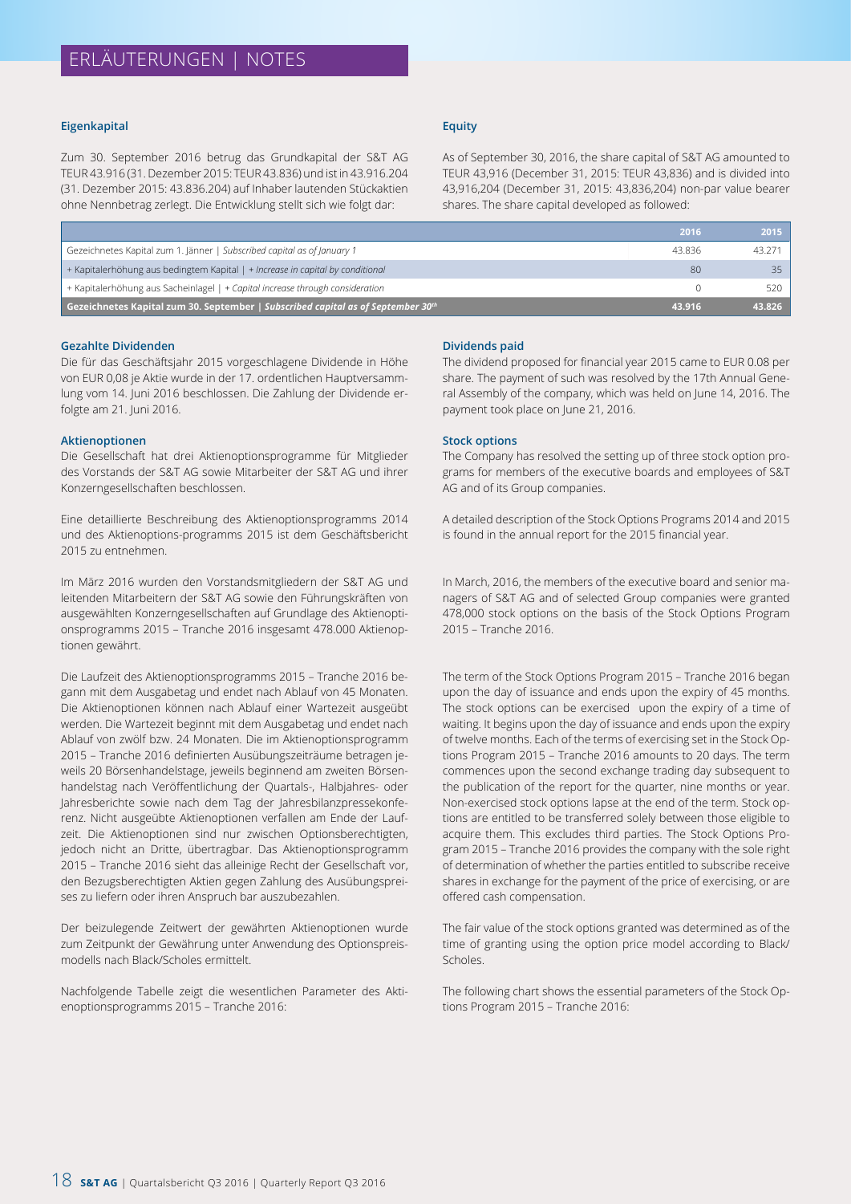# ERLÄUTERUNGEN | NOTES

### Eigenkapital

Zum 30. September 2016 betrug das Grundkapital der S&T AG TEUR 43.916 (31. Dezember 2015: TEUR 43.836) und ist in 43.916.204 (31. Dezember 2015: 43.836.204) auf Inhaber lautenden Stückaktien ohne Nennbetrag zerlegt. Die Entwicklung stellt sich wie folgt dar:

### Equity

As of September 30, 2016, the share capital of S&T AG amounted to TEUR 43,916 (December 31, 2015: TEUR 43,836) and is divided into 43,916,204 (December 31, 2015: 43,836,204) non-par value bearer shares. The share capital developed as followed:

| | 2016 | 2015 |
|---|---|---|
| Gezeichnetes Kapital zum 1. Jänner \| *Subscribed capital as of January 1* | 43.836 | 43.271 |
| + Kapitalerhöhung aus bedingtem Kapital \| *+ Increase in capital by conditional* | 80 | 35 |
| + Kapitalerhöhung aus Sacheinlage \| *+ Capital increase through consideration* | 0 | 520 |
| **Gezeichnetes Kapital zum 30. September \| *Subscribed capital as of September 30th*** | **43.916** | **43.826** |

### Gezahlte Dividenden

Die für das Geschäftsjahr 2015 vorgeschlagene Dividende in Höhe von EUR 0,08 je Aktie wurde in der 17. ordentlichen Hauptversammlung vom 14. Juni 2016 beschlossen. Die Zahlung der Dividende erfolgte am 21. Juni 2016.

### Aktienoptionen

Die Gesellschaft hat drei Aktienoptionsprogramme für Mitglieder des Vorstands der S&T AG sowie Mitarbeiter der S&T AG und ihrer Konzerngesellschaften beschlossen.

Eine detaillierte Beschreibung des Aktienoptionsprogramms 2014 und des Aktienoptions-programms 2015 ist dem Geschäftsbericht 2015 zu entnehmen.

Im März 2016 wurden den Vorstandsmitgliedern der S&T AG und leitenden Mitarbeitern der S&T AG sowie den Führungskräften von ausgewählten Konzerngesellschaften auf Grundlage des Aktienoptionsprogramms 2015 – Tranche 2016 insgesamt 478.000 Aktienoptionen gewährt.

Die Laufzeit des Aktienoptionsprogramms 2015 – Tranche 2016 begann mit dem Ausgabetag und endet nach Ablauf von 45 Monaten. Die Aktienoptionen können nach Ablauf einer Wartezeit ausgeübt werden. Die Wartezeit beginnt mit dem Ausgabetag und endet nach Ablauf von zwölf bzw. 24 Monaten. Die im Aktienoptionsprogramm 2015 – Tranche 2016 definierten Ausübungszeiträume betragen jeweils 20 Börsenhandelstage, jeweils beginnend am zweiten Börsenhandelstag nach Veröffentlichung der Quartals-, Halbjahres- oder Jahresberichte sowie nach dem Tag der Jahresbilanzpressekonferenz. Nicht ausgeübte Aktienoptionen verfallen am Ende der Laufzeit. Die Aktienoptionen sind nur zwischen Optionsberechtigten, jedoch nicht an Dritte, übertragbar. Das Aktienoptionsprogramm 2015 – Tranche 2016 sieht das alleinige Recht der Gesellschaft vor, den Bezugsberechtigten Aktien gegen Zahlung des Ausübungspreises zu liefern oder ihren Anspruch bar auszuzahlen.

Der beizulegende Zeitwert der gewährten Aktienoptionen wurde zum Zeitpunkt der Gewährung unter Anwendung des Optionspreismodells nach Black/Scholes ermittelt.

Nachfolgende Tabelle zeigt die wesentlichen Parameter des Aktienoptionsprogramms 2015 – Tranche 2016:

### Dividends paid

The dividend proposed for financial year 2015 came to EUR 0.08 per share. The payment of such was resolved by the 17th Annual General Assembly of the company, which was held on June 14, 2016. The payment took place on June 21, 2016.

### Stock options

The Company has resolved the setting up of three stock option programs for members of the executive boards and employees of S&T AG and of its Group companies.

A detailed description of the Stock Options Programs 2014 and 2015 is found in the annual report for the 2015 financial year.

In March, 2016, the members of the executive board and senior managers of S&T AG and of selected Group companies were granted 478,000 stock options on the basis of the Stock Options Program 2015 – Tranche 2016.

The term of the Stock Options Program 2015 – Tranche 2016 began upon the day of issuance and ends upon the expiry of 45 months. The stock options can be exercised upon the expiry of a time of waiting. It begins upon the day of issuance and ends upon the expiry of twelve months. Each of the terms of exercising set in the Stock Options Program 2015 – Tranche 2016 amounts to 20 days. The term commences upon the second exchange trading day subsequent to the publication of the report for the quarter, nine months or year. Non-exercised stock options lapse at the end of the term. Stock options are entitled to be transferred solely between those eligible to acquire them. This excludes third parties. The Stock Options Program 2015 – Tranche 2016 provides the company with the sole right of determination of whether the parties entitled to subscribe receive shares in exchange for the payment of the price of exercising, or are offered cash compensation.

The fair value of the stock options granted was determined as of the time of granting using the option price model according to Black/Scholes.

The following chart shows the essential parameters of the Stock Options Program 2015 – Tranche 2016: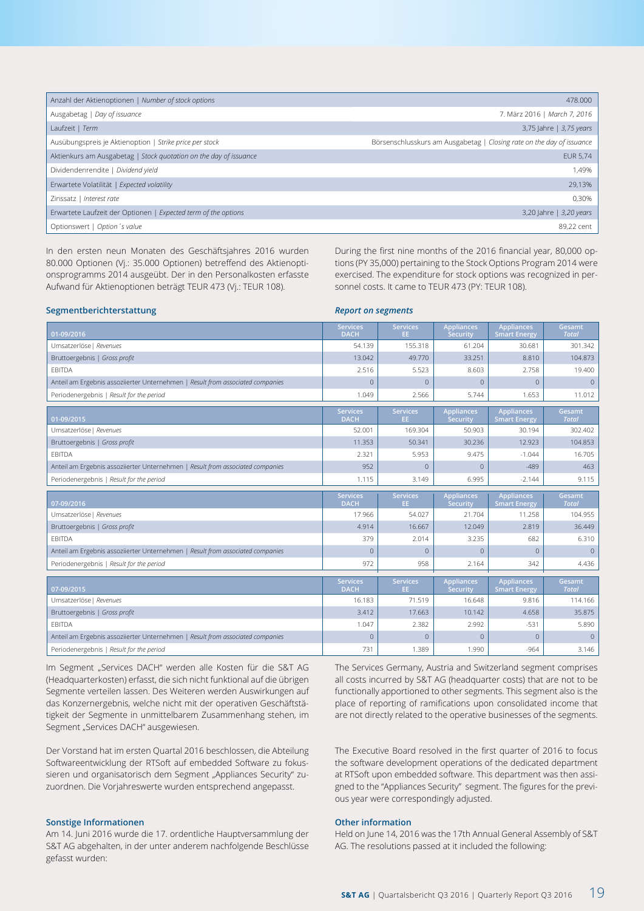| | |
|---|---|
| Anzahl der Aktienoptionen \| *Number of stock options* | 478.000 |
| Ausgabetag \| *Day of issuance* | 7. März 2016 \| *March 7, 2016* |
| Laufzeit \| *Term* | 3,75 Jahre \| *3,75 years* |
| Ausübungspreis je Aktienoption \| *Strike price per stock* | Börsenschlusskurs am Ausgabetag \| *Closing rate on the day of issuance* |
| Aktienkurs am Ausgabetag \| *Stock quotation on the day of issuance* | EUR 5,74 |
| Dividendenrendite \| *Dividend yield* | 1,49% |
| Erwartete Volatilität \| *Expected volatility* | 29,13% |
| Zinssatz \| *Interest rate* | 0,30% |
| Erwartete Laufzeit der Optionen \| *Expected term of the options* | 3,20 Jahre \| *3,20 years* |
| Optionswert \| *Option´s value* | 89,22 cent |

In den ersten neun Monaten des Geschäftsjahres 2016 wurden 80.000 Optionen (Vj.: 35.000 Optionen) betreffend des Aktienoptionsprogramms 2014 ausgeübt. Der in den Personalkosten erfasste Aufwand für Aktienoptionen beträgt TEUR 473 (Vj.: TEUR 108).

During the first nine months of the 2016 financial year, 80,000 options (PY 35,000) pertaining to the Stock Options Program 2014 were exercised. The expenditure for stock options was recognized in personnel costs. It came to TEUR 473 (PY: TEUR 108).

### Segmentberichterstattung

### *Report on segments*

| 01-09/2016 | Services DACH | Services EE | Appliances Security | Appliances Smart Energy | Gesamt *Total* |
|---|---|---|---|---|---|
| Umsatzerlöse \| *Revenues* | 54.139 | 155.318 | 61.204 | 30.681 | 301.342 |
| Bruttoergebnis \| *Gross profit* | 13.042 | 49.770 | 33.251 | 8.810 | 104.873 |
| EBITDA | 2.516 | 5.523 | 8.603 | 2.758 | 19.400 |
| Anteil am Ergebnis assoziierter Unternehmen \| *Result from associated companies* | 0 | 0 | 0 | 0 | 0 |
| Periodenergebnis \| *Result for the period* | 1.049 | 2.566 | 5.744 | 1.653 | 11.012 |

| 01-09/2015 | Services DACH | Services EE | Appliances Security | Appliances Smart Energy | Gesamt *Total* |
|---|---|---|---|---|---|
| Umsatzerlöse \| *Revenues* | 52.001 | 169.304 | 50.903 | 30.194 | 302.402 |
| Bruttoergebnis \| *Gross profit* | 11.353 | 50.341 | 30.236 | 12.923 | 104.853 |
| EBITDA | 2.321 | 5.953 | 9.475 | -1.044 | 16.705 |
| Anteil am Ergebnis assoziierter Unternehmen \| *Result from associated companies* | 952 | 0 | 0 | -489 | 463 |
| Periodenergebnis \| *Result for the period* | 1.115 | 3.149 | 6.995 | -2.144 | 9.115 |

| 07-09/2016 | Services DACH | Services EE | Appliances Security | Appliances Smart Energy | Gesamt *Total* |
|---|---|---|---|---|---|
| Umsatzerlöse \| *Revenues* | 17.966 | 54.027 | 21.704 | 11.258 | 104.955 |
| Bruttoergebnis \| *Gross profit* | 4.914 | 16.667 | 12.049 | 2.819 | 36.449 |
| EBITDA | 379 | 2.014 | 3.235 | 682 | 6.310 |
| Anteil am Ergebnis assoziierter Unternehmen \| *Result from associated companies* | 0 | 0 | 0 | 0 | 0 |
| Periodenergebnis \| *Result for the period* | 972 | 958 | 2.164 | 342 | 4.436 |

| 07-09/2015 | Services DACH | Services EE | Appliances Security | Appliances Smart Energy | Gesamt *Total* |
|---|---|---|---|---|---|
| Umsatzerlöse \| *Revenues* | 16.183 | 71.519 | 16.648 | 9.816 | 114.166 |
| Bruttoergebnis \| *Gross profit* | 3.412 | 17.663 | 10.142 | 4.658 | 35.875 |
| EBITDA | 1.047 | 2.382 | 2.992 | -531 | 5.890 |
| Anteil am Ergebnis assoziierter Unternehmen \| *Result from associated companies* | 0 | 0 | 0 | 0 | 0 |
| Periodenergebnis \| *Result for the period* | 731 | 1.389 | 1.990 | -964 | 3.146 |

Im Segment „Services DACH" werden alle Kosten für die S&T AG (Headquarterkosten) erfasst, die sich nicht funktional auf die übrigen Segmente verteilen lassen. Des Weiteren werden Auswirkungen auf das Konzernergebnis, welche nicht mit der operativen Geschäftstätigkeit der Segmente in unmittelbarem Zusammenhang stehen, im Segment „Services DACH" ausgewiesen.

The Services Germany, Austria and Switzerland segment comprises all costs incurred by S&T AG (headquarter costs) that are not to be functionally apportioned to other segments. This segment also is the place of reporting of ramifications upon consolidated income that are not directly related to the operative businesses of the segments.

Der Vorstand hat im ersten Quartal 2016 beschlossen, die Abteilung Softwareentwicklung der RTSoft auf embedded Software zu fokussieren und organisatorisch dem Segment „Appliances Security" zuzuordnen. Die Vorjahreswerte wurden entsprechend angepasst.

The Executive Board resolved in the first quarter of 2016 to focus the software development operations of the dedicated department at RTSoft upon embedded software. This department was then assigned to the "Appliances Security" segment. The figures for the previous year were correspondingly adjusted.

### Sonstige Informationen

Am 14. Juni 2016 wurde die 17. ordentliche Hauptversammlung der S&T AG abgehalten, in der unter anderem nachfolgende Beschlüsse gefasst wurden:

### Other information

Held on June 14, 2016 was the 17th Annual General Assembly of S&T AG. The resolutions passed at it included the following: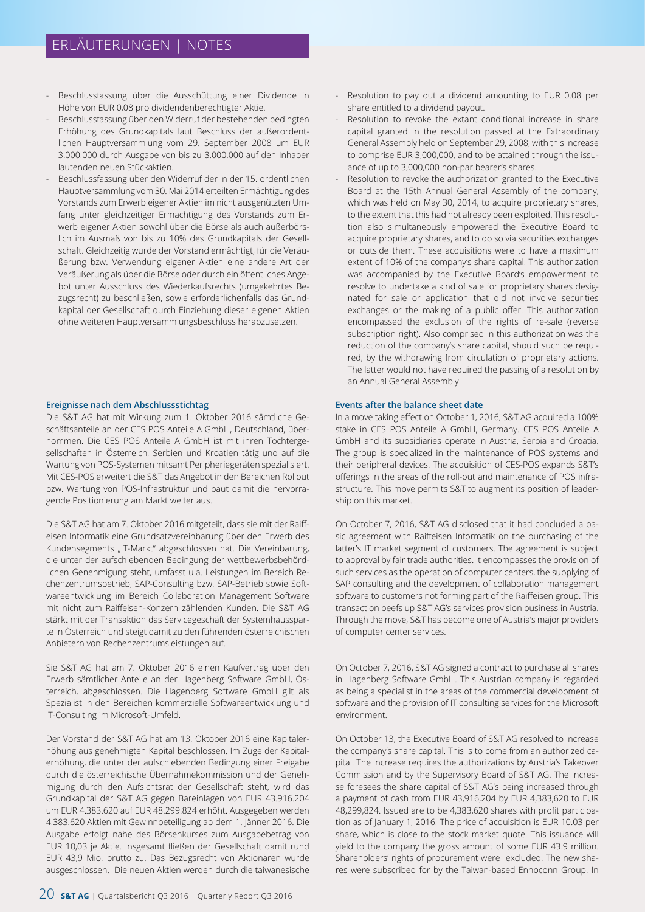- Beschlussfassung über die Ausschüttung einer Dividende in Höhe von EUR 0,08 pro dividendenberechtigter Aktie.
- Beschlussfassung über den Widerruf der bestehenden bedingten Erhöhung des Grundkapitals laut Beschluss der außerordentlichen Hauptversammlung vom 29. September 2008 um EUR 3.000.000 durch Ausgabe von bis zu 3.000.000 auf den Inhaber lautenden neuen Stückaktien.
- Beschlussfassung über den Widerruf der in der 15. ordentlichen Hauptversammlung vom 30. Mai 2014 erteilten Ermächtigung des Vorstands zum Erwerb eigener Aktien im nicht ausgenützten Umfang unter gleichzeitiger Ermächtigung des Vorstands zum Erwerb eigener Aktien sowohl über die Börse als auch außerbörslich im Ausmaß von bis zu 10% des Grundkapitals der Gesellschaft. Gleichzeitig wurde der Vorstand ermächtigt, für die Veräußerung bzw. Verwendung eigener Aktien eine andere Art der Veräußerung als über die Börse oder durch ein öffentliches Angebot unter Ausschluss des Wiederkaufsrechts (umgekehrtes Bezugsrecht) zu beschließen, sowie erforderlichenfalls das Grundkapital der Gesellschaft durch Einziehung dieser eigenen Aktien ohne weiteren Hauptversammlungsbeschluss herabzusetzen.

**Ereignisse nach dem Abschlussstichtag**

Die S&T AG hat mit Wirkung zum 1. Oktober 2016 sämtliche Geschäftsanteile an der CES POS Anteile A GmbH, Deutschland, übernommen. Die CES POS Anteile A GmbH ist mit ihren Tochtergesellschaften in Österreich, Serbien und Kroatien tätig und auf die Wartung von POS-Systemen mitsamt Peripheriegeräten spezialisiert. Mit CES-POS erweitert die S&T das Angebot in den Bereichen Rollout bzw. Wartung von POS-Infrastruktur und baut damit die hervorragende Positionierung am Markt weiter aus.

Die S&T AG hat am 7. Oktober 2016 mitgeteilt, dass sie mit der Raiffeisen Informatik eine Grundsatzvereinbarung über den Erwerb des Kundensegments „IT-Markt" abgeschlossen hat. Die Vereinbarung, die unter der aufschiebenden Bedingung der wettbewerbsbehördlichen Genehmigung steht, umfasst u.a. Leistungen im Bereich Rechenzentrumsbetrieb, SAP-Consulting bzw. SAP-Betrieb sowie Softwareentwicklung im Bereich Collaboration Management Software mit nicht zum Raiffeisen-Konzern zählenden Kunden. Die S&T AG stärkt mit der Transaktion das Servicegeschäft der Systemhaussparte in Österreich und steigt damit zu den führenden österreichischen Anbietern von Rechenzentrumsleistungen auf.

Sie S&T AG hat am 7. Oktober 2016 einen Kaufvertrag über den Erwerb sämtlicher Anteile an der Hagenberg Software GmbH, Österreich, abgeschlossen. Die Hagenberg Software GmbH gilt als Spezialist in den Bereichen kommerzielle Softwareentwicklung und IT-Consulting im Microsoft-Umfeld.

Der Vorstand der S&T AG hat am 13. Oktober 2016 eine Kapitalerhöhung aus genehmigten Kapital beschlossen. Im Zuge der Kapitalerhöhung, die unter der aufschiebenden Bedingung einer Freigabe durch die österreichische Übernahmekommission und der Genehmigung durch den Aufsichtsrat der Gesellschaft steht, wird das Grundkapital der S&T AG gegen Bareinlagen von EUR 43.916.204 um EUR 4.383.620 auf EUR 48.299.824 erhöht. Ausgegeben werden 4.383.620 Aktien mit Gewinnbeteiligung ab dem 1. Jänner 2016. Die Ausgabe erfolgt nahe des Börsenkurses zum Ausgabebetrag von EUR 10,03 je Aktie. Insgesamt fließen der Gesellschaft damit rund EUR 43,9 Mio. brutto zu. Das Bezugsrecht von Aktionären wurde ausgeschlossen. Die neuen Aktien werden durch die taiwanesische

- Resolution to pay out a dividend amounting to EUR 0.08 per share entitled to a dividend payout.
- Resolution to revoke the extant conditional increase in share capital granted in the resolution passed at the Extraordinary General Assembly held on September 29, 2008, with this increase to comprise EUR 3,000,000, and to be attained through the issuance of up to 3,000,000 non-par bearer's shares.
- Resolution to revoke the authorization granted to the Executive Board at the 15th Annual General Assembly of the company, which was held on May 30, 2014, to acquire proprietary shares, to the extent that this had not already been exploited. This resolution also simultaneously empowered the Executive Board to acquire proprietary shares, and to do so via securities exchanges or outside them. These acquisitions were to have a maximum extent of 10% of the company's share capital. This authorization was accompanied by the Executive Board's empowerment to resolve to undertake a kind of sale for proprietary shares designated for sale or application that did not involve securities exchanges or the making of a public offer. This authorization encompassed the exclusion of the rights of re-sale (reverse subscription right). Also comprised in this authorization was the reduction of the company's share capital, should such be required, by the withdrawing from circulation of proprietary actions. The latter would not have required the passing of a resolution by an Annual General Assembly.

**Events after the balance sheet date**

In a move taking effect on October 1, 2016, S&T AG acquired a 100% stake in CES POS Anteile A GmbH, Germany. CES POS Anteile A GmbH and its subsidiaries operate in Austria, Serbia and Croatia. The group is specialized in the maintenance of POS systems and their peripheral devices. The acquisition of CES-POS expands S&T's offerings in the areas of the roll-out and maintenance of POS infrastructure. This move permits S&T to augment its position of leadership on this market.

On October 7, 2016, S&T AG disclosed that it had concluded a basic agreement with Raiffeisen Informatik on the purchasing of the latter's IT market segment of customers. The agreement is subject to approval by fair trade authorities. It encompasses the provision of such services as the operation of computer centers, the supplying of SAP consulting and the development of collaboration management software to customers not forming part of the Raiffeisen group. This transaction beefs up S&T AG's services provision business in Austria. Through the move, S&T has become one of Austria's major providers of computer center services.

On October 7, 2016, S&T AG signed a contract to purchase all shares in Hagenberg Software GmbH. This Austrian company is regarded as being a specialist in the areas of the commercial development of software and the provision of IT consulting services for the Microsoft environment.

On October 13, the Executive Board of S&T AG resolved to increase the company's share capital. This is to come from an authorized capital. The increase requires the authorizations by Austria's Takeover Commission and by the Supervisory Board of S&T AG. The increase foresees the share capital of S&T AG's being increased through a payment of cash from EUR 43,916,204 by EUR 4,383,620 to EUR 48,299,824. Issued are to be 4,383,620 shares with profit participation as of January 1, 2016. The price of acquisition is EUR 10.03 per share, which is close to the stock market quote. This issuance will yield to the company the gross amount of some EUR 43.9 million. Shareholders' rights of procurement were excluded. The new shares were subscribed for by the Taiwan-based Ennoconn Group. In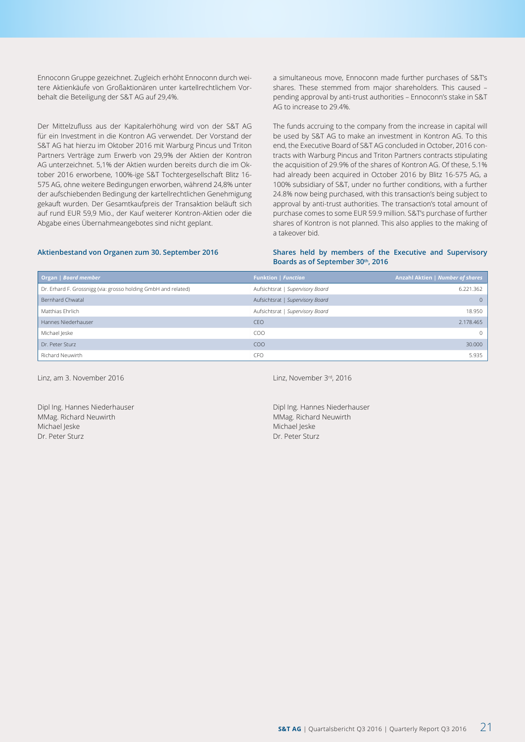Ennoconn Gruppe gezeichnet. Zugleich erhöht Ennoconn durch weitere Aktienkäufe von Großaktionären unter kartellrechtlichem Vorbehalt die Beteiligung der S&T AG auf 29,4%.

Der Mittelzufluss aus der Kapitalerhöhung wird von der S&T AG für ein Investment in die Kontron AG verwendet. Der Vorstand der S&T AG hat hierzu im Oktober 2016 mit Warburg Pincus und Triton Partners Verträge zum Erwerb von 29,9% der Aktien der Kontron AG unterzeichnet. 5,1% der Aktien wurden bereits durch die im Oktober 2016 erworbene, 100%-ige S&T Tochtergesellschaft Blitz 16-575 AG, ohne weitere Bedingungen erworben, während 24,8% unter der aufschiebenden Bedingung der kartellrechtlichen Genehmigung gekauft wurden. Der Gesamtkaufpreis der Transaktion beläuft sich auf rund EUR 59,9 Mio., der Kauf weiterer Kontron-Aktien oder die Abgabe eines Übernahmeangebotes sind nicht geplant.

a simultaneous move, Ennoconn made further purchases of S&T's shares. These stemmed from major shareholders. This caused – pending approval by anti-trust authorities – Ennoconn's stake in S&T AG to increase to 29.4%.

The funds accruing to the company from the increase in capital will be used by S&T AG to make an investment in Kontron AG. To this end, the Executive Board of S&T AG concluded in October, 2016 contracts with Warburg Pincus and Triton Partners contracts stipulating the acquisition of 29.9% of the shares of Kontron AG. Of these, 5.1% had already been acquired in October 2016 by Blitz 16-575 AG, a 100% subsidiary of S&T, under no further conditions, with a further 24.8% now being purchased, with this transaction's being subject to approval by anti-trust authorities. The transaction's total amount of purchase comes to some EUR 59.9 million. S&T's purchase of further shares of Kontron is not planned. This also applies to the making of a takeover bid.

### Aktienbestand von Organen zum 30. September 2016

### Shares held by members of the Executive and Supervisory Boards as of September 30th, 2016

| Organ \| *Board member* | Funktion \| *Function* | Anzahl Aktien \| *Number of shares* |
|---|---|---|
| Dr. Erhard F. Grossnigg (via: grosso holding GmbH and related) | Aufsichtsrat \| *Supervisory Board* | 6.221.362 |
| Bernhard Chwatal | Aufsichtsrat \| *Supervisory Board* | 0 |
| Matthias Ehrlich | Aufsichtsrat \| *Supervisory Board* | 18.950 |
| Hannes Niederhauser | CEO | 2.178.465 |
| Michael Jeske | COO | 0 |
| Dr. Peter Sturz | COO | 30.000 |
| Richard Neuwirth | CFO | 5.935 |

Linz, am 3. November 2016

Dipl Ing. Hannes Niederhauser
MMag. Richard Neuwirth
Michael Jeske
Dr. Peter Sturz

Linz, November 3rd, 2016

Dipl Ing. Hannes Niederhauser
MMag. Richard Neuwirth
Michael Jeske
Dr. Peter Sturz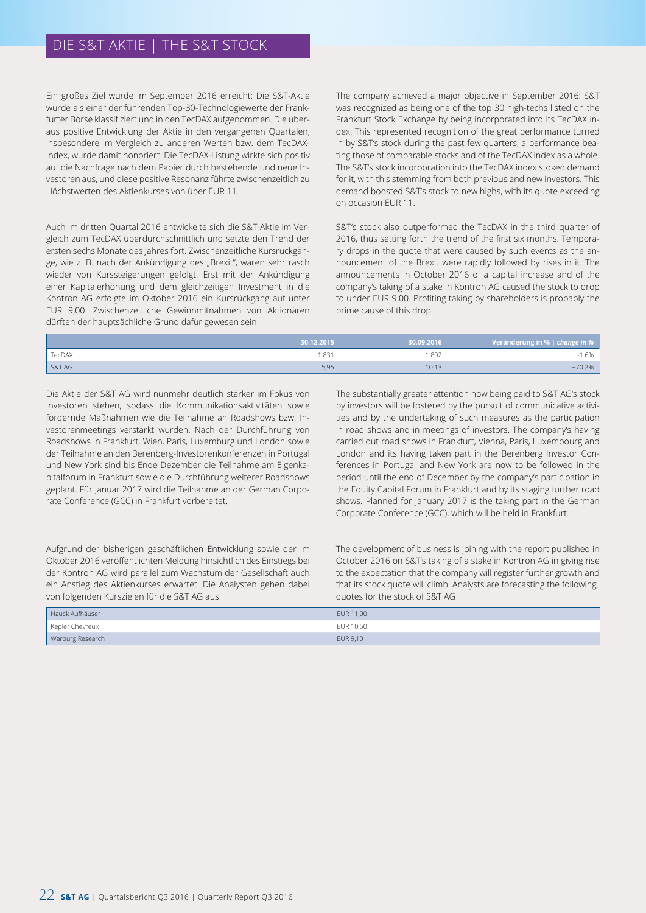# DIE S&T AKTIE | THE S&T STOCK

Ein großes Ziel wurde im September 2016 erreicht: Die S&T-Aktie wurde als einer der führenden Top-30-Technologiewerte der Frankfurter Börse klassifiziert und in den TecDAX aufgenommen. Die überaus positive Entwicklung der Aktie in den vergangenen Quartalen, insbesondere im Vergleich zu anderen Werten bzw. dem TecDAX-Index, wurde damit honoriert. Die TecDAX-Listung wirkte sich positiv auf die Nachfrage nach dem Papier durch bestehende und neue Investoren aus, und diese positive Resonanz führte zwischenzeitlich zu Höchstwerten des Aktienkurses von über EUR 11.

Auch im dritten Quartal 2016 entwickelte sich die S&T-Aktie im Vergleich zum TecDAX überdurchschnittlich und setzte den Trend der ersten sechs Monate des Jahres fort. Zwischenzeitliche Kursrückgänge, wie z. B. nach der Ankündigung des „Brexit", waren sehr rasch wieder von Kurssteigerungen gefolgt. Erst mit der Ankündigung einer Kapitalerhöhung und dem gleichzeitigen Investment in die Kontron AG erfolgte im Oktober 2016 ein Kursrückgang auf unter EUR 9,00. Zwischenzeitliche Gewinnmitnahmen von Aktionären dürften der hauptsächliche Grund dafür gewesen sein.

The company achieved a major objective in September 2016: S&T was recognized as being one of the top 30 high-techs listed on the Frankfurt Stock Exchange by being incorporated into its TecDAX index. This represented recognition of the great performance turned in by S&T's stock during the past few quarters, a performance beating those of comparable stocks and of the TecDAX index as a whole. The S&T's stock incorporation into the TecDAX index stoked demand for it, with this stemming from both previous and new investors. This demand boosted S&T's stock to new highs, with its quote exceeding on occasion EUR 11.

S&T's stock also outperformed the TecDAX in the third quarter of 2016, thus setting forth the trend of the first six months. Temporary drops in the quote that were caused by such events as the announcement of the Brexit were rapidly followed by rises in it. The announcements in October 2016 of a capital increase and of the company's taking of a stake in Kontron AG caused the stock to drop to under EUR 9.00. Profiting taking by shareholders is probably the prime cause of this drop.

| | 30.12.2015 | 30.09.2016 | Veränderung in % \| *change in %* |
|---|---|---|---|
| TecDAX | 1.831 | 1.802 | -1.6% |
| S&T AG | 5,95 | 10.13 | +70.2% |

Die Aktie der S&T AG wird nunmehr deutlich stärker im Fokus von Investoren stehen, sodass die Kommunikationsaktivitäten sowie fördernde Maßnahmen wie die Teilnahme an Roadshows bzw. Investorenmeetings verstärkt wurden. Nach der Durchführung von Roadshows in Frankfurt, Wien, Paris, Luxemburg und London sowie der Teilnahme an den Berenberg-Investorenkonferenzen in Portugal und New York sind bis Ende Dezember die Teilnahme am Eigenkapitalforum in Frankfurt sowie die Durchführung weiterer Roadshows geplant. Für Januar 2017 wird die Teilnahme an der German Corporate Conference (GCC) in Frankfurt vorbereitet.

The substantially greater attention now being paid to S&T AG's stock by investors will be fostered by the pursuit of communicative activities and by the undertaking of such measures as the participation in road shows and in meetings of investors. The company's having carried out road shows in Frankfurt, Vienna, Paris, Luxembourg and London and its having taken part in the Berenberg Investor Conferences in Portugal and New York are now to be followed in the period until the end of December by the company's participation in the Equity Capital Forum in Frankfurt and by its staging further road shows. Planned for January 2017 is the taking part in the German Corporate Conference (GCC), which will be held in Frankfurt.

Aufgrund der bisherigen geschäftlichen Entwicklung sowie der im Oktober 2016 veröffentlichten Meldung hinsichtlich des Einstiegs bei der Kontron AG wird parallel zum Wachstum der Gesellschaft auch ein Anstieg des Aktienkurses erwartet. Die Analysten gehen dabei von folgenden Kurszielen für die S&T AG aus:

The development of business is joining with the report published in October 2016 on S&T's taking of a stake in Kontron AG in giving rise to the expectation that the company will register further growth and that its stock quote will climb. Analysts are forecasting the following quotes for the stock of S&T AG

| | |
|---|---|
| Hauck Aufhäuser | EUR 11,00 |
| Kepler Chevreux | EUR 10,50 |
| Warburg Research | EUR 9,10 |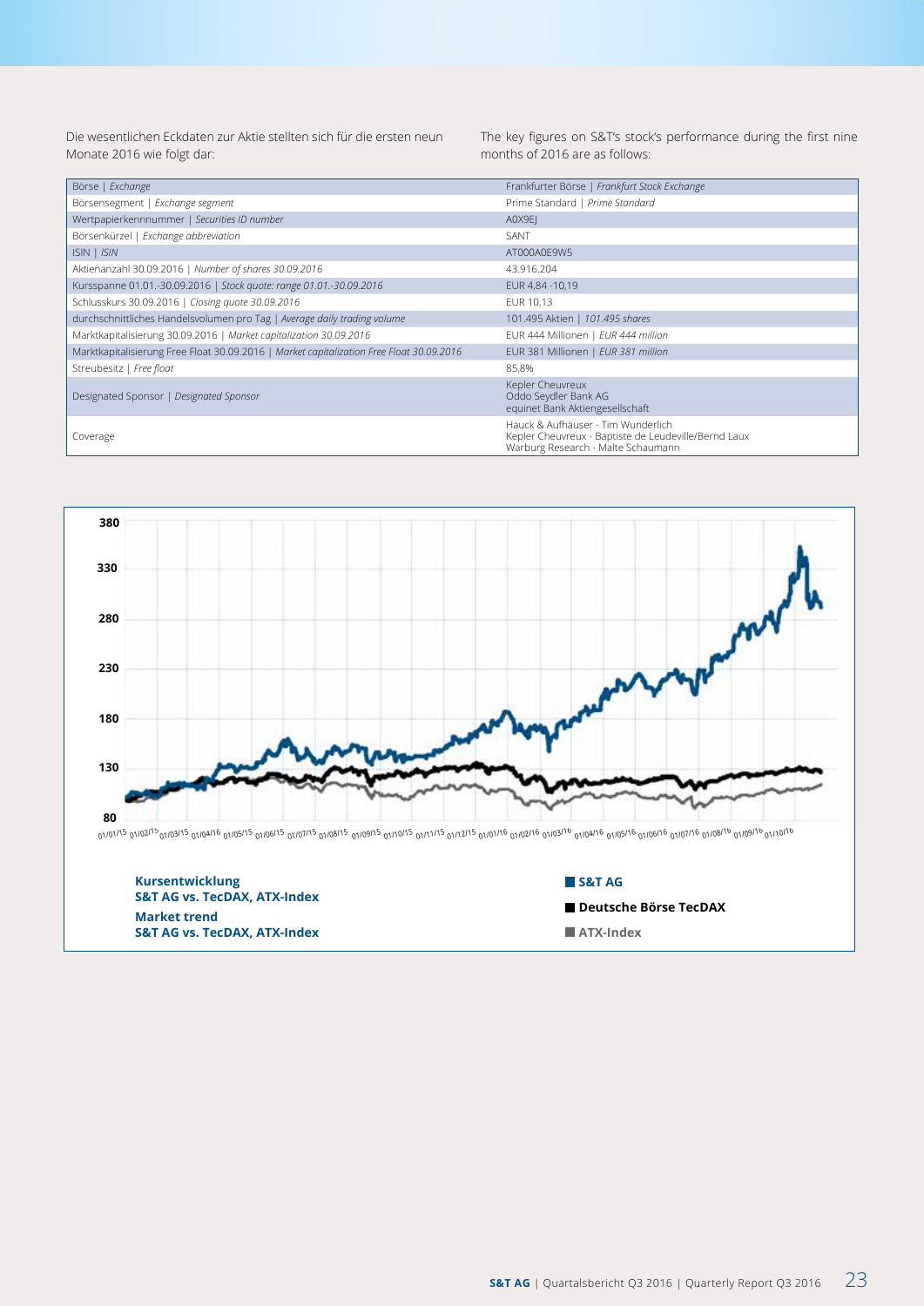Die wesentlichen Eckdaten zur Aktie stellten sich für die ersten neun Monate 2016 wie folgt dar:

The key figures on S&T's stock's performance during the first nine months of 2016 are as follows:

| | |
|---|---|
| Börse \| *Exchange* | Frankfurter Börse \| *Frankfurt Stock Exchange* |
| Börsensegment \| *Exchange segment* | Prime Standard \| *Prime Standard* |
| Wertpapierkennnummer \| *Securities ID number* | A0X9EJ |
| Börsenkürzel \| *Exchange abbreviation* | SANT |
| ISIN \| *ISIN* | AT000A0E9W5 |
| Aktienanzahl 30.09.2016 \| *Number of shares 30.09.2016* | 43.916.204 |
| Kursspanne 01.01.-30.09.2016 \| *Stock quote: range 01.01.-30.09.2016* | EUR 4,84 -10,19 |
| Schlusskurs 30.09.2016 \| *Closing quote 30.09.2016* | EUR 10,13 |
| durchschnittliches Handelsvolumen pro Tag \| *Average daily trading volume* | 101.495 Aktien \| *101.495 shares* |
| Marktkapitalisierung 30.09.2016 \| *Market capitalization 30.09.2016* | EUR 444 Millionen \| *EUR 444 million* |
| Marktkapitalisierung Free Float 30.09.2016 \| *Market capitalization Free Float 30.09.2016* | EUR 381 Millionen \| *EUR 381 million* |
| Streubesitz \| *Free float* | 85,8% |
| Designated Sponsor \| *Designated Sponsor* | Kepler Cheuvreux<br>Oddo Seydler Bank AG<br>equinet Bank Aktiengesellschaft |
| Coverage | Hauck & Aufhäuser - Tim Wunderlich<br>Kepler Cheuvreux - Baptiste de Leudeville/Bernd Laux<br>Warburg Research - Malte Schaumann |

**Kursentwicklung**
**S&T AG vs. TecDAX, ATX-Index**
**Market trend**
**S&T AG vs. TecDAX, ATX-Index**

■ **S&T AG**
■ **Deutsche Börse TecDAX**
■ **ATX-Index**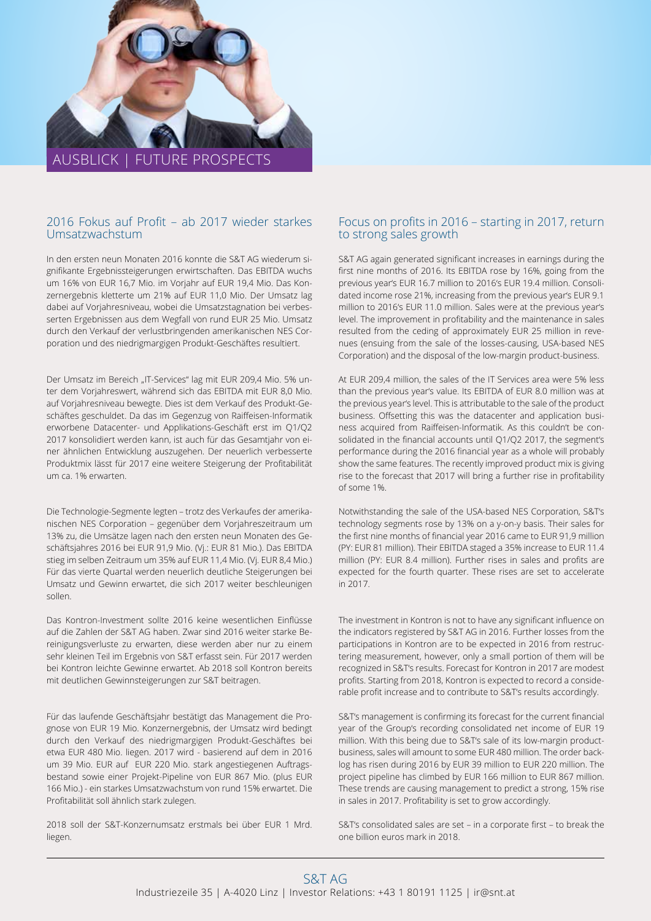# AUSBLICK | FUTURE PROSPECTS

## 2016 Fokus auf Profit – ab 2017 wieder starkes Umsatzwachstum

In den ersten neun Monaten 2016 konnte die S&T AG wiederum signifikante Ergebnissteigerungen erwirtschaften. Das EBITDA wuchs um 16% von EUR 16,7 Mio. im Vorjahr auf EUR 19,4 Mio. Das Konzernergebnis kletterte um 21% auf EUR 11,0 Mio. Der Umsatz lag dabei auf Vorjahresniveau, wobei die Umsatzstagnation bei verbesserten Ergebnissen aus dem Wegfall von rund EUR 25 Mio. Umsatz durch den Verkauf der verlustbringenden amerikanischen NES Corporation und des niedrigmargigen Produkt-Geschäftes resultiert.

Der Umsatz im Bereich „IT-Services" lag mit EUR 209,4 Mio. 5% unter dem Vorjahreswert, während sich das EBITDA mit EUR 8,0 Mio. auf Vorjahresniveau bewegte. Dies ist dem Verkauf des Produkt-Geschäftes geschuldet. Da das im Gegenzug von Raiffeisen-Informatik erworbene Datacenter- und Applikations-Geschäft erst im Q1/Q2 2017 konsolidiert werden kann, ist auch für das Gesamtjahr von einer ähnlichen Entwicklung auszugehen. Der neuerlich verbesserte Produktmix lässt für 2017 eine weitere Steigerung der Profitabilität um ca. 1% erwarten.

Die Technologie-Segmente legten – trotz des Verkaufes der amerikanischen NES Corporation – gegenüber dem Vorjahreszeitraum um 13% zu, die Umsätze lagen nach den ersten neun Monaten des Geschäftsjahres 2016 bei EUR 91,9 Mio. (Vj.: EUR 81 Mio.). Das EBITDA stieg im selben Zeitraum um 35% auf EUR 11,4 Mio. (Vj. EUR 8,4 Mio.) Für das vierte Quartal werden neuerlich deutliche Steigerungen bei Umsatz und Gewinn erwartet, die sich 2017 weiter beschleunigen sollen.

Das Kontron-Investment sollte 2016 keine wesentlichen Einflüsse auf die Zahlen der S&T AG haben. Zwar sind 2016 weiter starke Bereinigungsverluste zu erwarten, diese werden aber nur zu einem sehr kleinen Teil im Ergebnis von S&T erfasst sein. Für 2017 werden bei Kontron leichte Gewinne erwartet. Ab 2018 soll Kontron bereits mit deutlichen Gewinnsteigerungen zur S&T beitragen.

Für das laufende Geschäftsjahr bestätigt das Management die Prognose von EUR 19 Mio. Konzernergebnis, der Umsatz wird bedingt durch den Verkauf des niedrigmargigen Produkt-Geschäftes bei etwa EUR 480 Mio. liegen. 2017 wird - basierend auf dem in 2016 um 39 Mio. EUR auf EUR 220 Mio. stark angestiegenen Auftragsbestand sowie einer Projekt-Pipeline von EUR 867 Mio. (plus EUR 166 Mio.) - ein starkes Umsatzwachstum von rund 15% erwartet. Die Profitabilität soll ähnlich stark zulegen.

2018 soll der S&T-Konzernumsatz erstmals bei über EUR 1 Mrd. liegen.

## Focus on profits in 2016 – starting in 2017, return to strong sales growth

S&T AG again generated significant increases in earnings during the first nine months of 2016. Its EBITDA rose by 16%, going from the previous year's EUR 16.7 million to 2016's EUR 19.4 million. Consolidated income rose 21%, increasing from the previous year's EUR 9.1 million to 2016's EUR 11.0 million. Sales were at the previous year's level. The improvement in profitability and the maintenance in sales resulted from the ceding of approximately EUR 25 million in revenues (ensuing from the sale of the losses-causing, USA-based NES Corporation) and the disposal of the low-margin product-business.

At EUR 209,4 million, the sales of the IT Services area were 5% less than the previous year's value. Its EBITDA of EUR 8.0 million was at the previous year's level. This is attributable to the sale of the product business. Offsetting this was the datacenter and application business acquired from Raiffeisen-Informatik. As this couldn't be consolidated in the financial accounts until Q1/Q2 2017, the segment's performance during the 2016 financial year as a whole will probably show the same features. The recently improved product mix is giving rise to the forecast that 2017 will bring a further rise in profitability of some 1%.

Notwithstanding the sale of the USA-based NES Corporation, S&T's technology segments rose by 13% on a y-on-y basis. Their sales for the first nine months of financial year 2016 came to EUR 91,9 million (PY: EUR 81 million). Their EBITDA staged a 35% increase to EUR 11.4 million (PY: EUR 8.4 million). Further rises in sales and profits are expected for the fourth quarter. These rises are set to accelerate in 2017.

The investment in Kontron is not to have any significant influence on the indicators registered by S&T AG in 2016. Further losses from the participations in Kontron are to be expected in 2016 from restructering measurement, however, only a small portion of them will be recognized in S&T's results. Forecast for Kontron in 2017 are modest profits. Starting from 2018, Kontron is expected to record a considerable profit increase and to contribute to S&T's results accordingly.

S&T's management is confirming its forecast for the current financial year of the Group's recording consolidated net income of EUR 19 million. With this being due to S&T's sale of its low-margin product-business, sales will amount to some EUR 480 million. The order backlog has risen during 2016 by EUR 39 million to EUR 220 million. The project pipeline has climbed by EUR 166 million to EUR 867 million. These trends are causing management to predict a strong, 15% rise in sales in 2017. Profitability is set to grow accordingly.

S&T's consolidated sales are set – in a corporate first – to break the one billion euros mark in 2018.

S&T AG
Industriezeile 35 | A-4020 Linz | Investor Relations: +43 1 80191 1125 | ir@snt.at